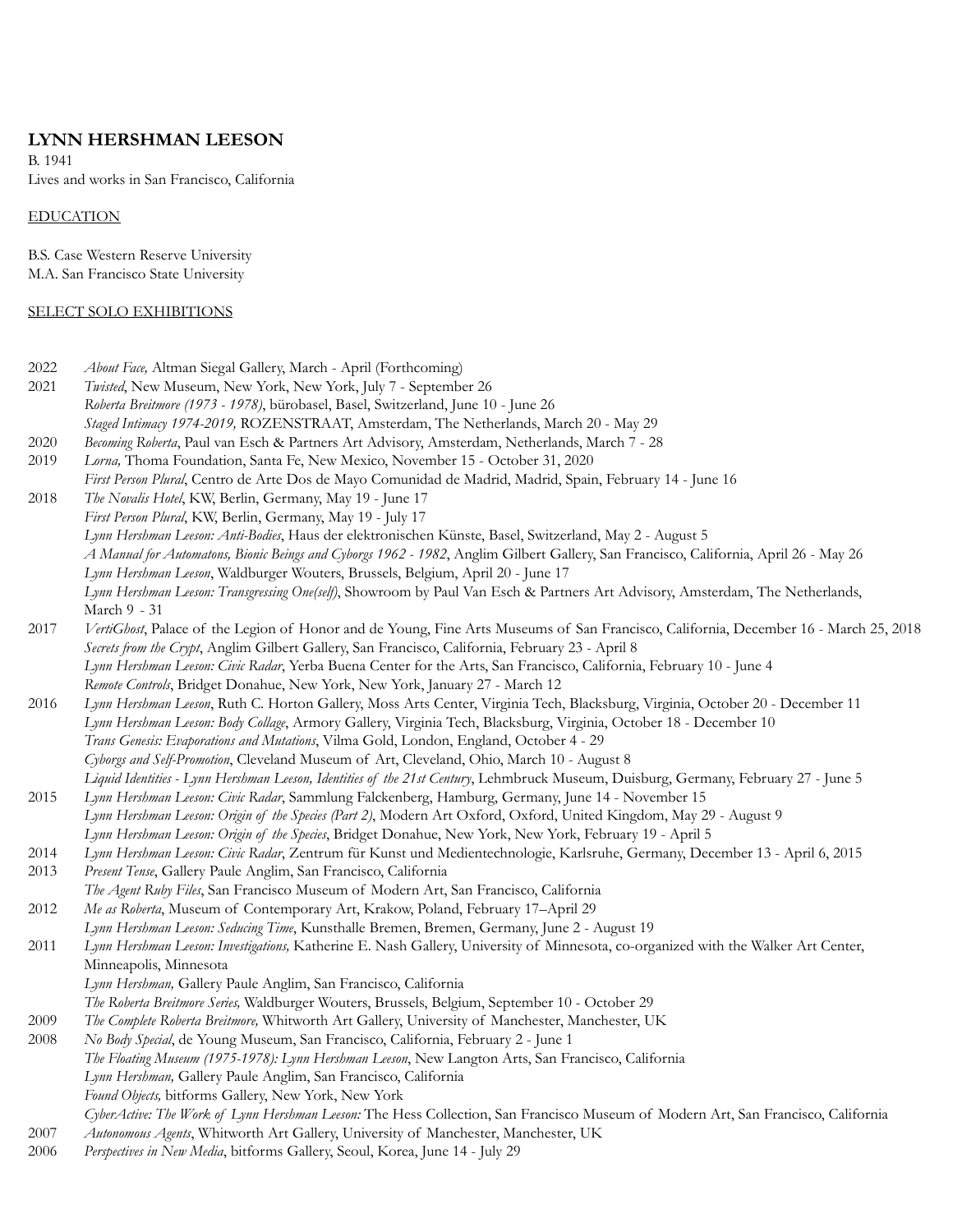# LYNN HERSHMAN LEESON

B. 1941
Lives and works in San Francisco, California

## EDUCATION

B.S. Case Western Reserve University
M.A. San Francisco State University

## SELECT SOLO EXHIBITIONS

2022 *About Face,* Altman Siegal Gallery, March - April (Forthcoming)

2021 *Twisted*, New Museum, New York, New York, July 7 - September 26
*Roberta Breitmore (1973 - 1978)*, bürobasel, Basel, Switzerland, June 10 - June 26
*Staged Intimacy 1974-2019,* ROZENSTRAAT, Amsterdam, The Netherlands, March 20 - May 29

2020 *Becoming Roberta*, Paul van Esch & Partners Art Advisory, Amsterdam, Netherlands, March 7 - 28

2019 *Lorna,* Thoma Foundation, Santa Fe, New Mexico, November 15 - October 31, 2020
*First Person Plural*, Centro de Arte Dos de Mayo Comunidad de Madrid, Madrid, Spain, February 14 - June 16

2018 *The Novalis Hotel*, KW, Berlin, Germany, May 19 - June 17
*First Person Plural*, KW, Berlin, Germany, May 19 - July 17
*Lynn Hershman Leeson: Anti-Bodies*, Haus der elektronischen Künste, Basel, Switzerland, May 2 - August 5
*A Manual for Automatons, Bionic Beings and Cyborgs 1962 - 1982*, Anglim Gilbert Gallery, San Francisco, California, April 26 - May 26
*Lynn Hershman Leeson*, Waldburger Wouters, Brussels, Belgium, April 20 - June 17
*Lynn Hershman Leeson: Transgressing One(self)*, Showroom by Paul Van Esch & Partners Art Advisory, Amsterdam, The Netherlands, March 9 - 31

2017 *VertiGhost*, Palace of the Legion of Honor and de Young, Fine Arts Museums of San Francisco, California, December 16 - March 25, 2018
*Secrets from the Crypt*, Anglim Gilbert Gallery, San Francisco, California, February 23 - April 8
*Lynn Hershman Leeson: Civic Radar*, Yerba Buena Center for the Arts, San Francisco, California, February 10 - June 4
*Remote Controls*, Bridget Donahue, New York, New York, January 27 - March 12

2016 *Lynn Hershman Leeson*, Ruth C. Horton Gallery, Moss Arts Center, Virginia Tech, Blacksburg, Virginia, October 20 - December 11
*Lynn Hershman Leeson: Body Collage*, Armory Gallery, Virginia Tech, Blacksburg, Virginia, October 18 - December 10
*Trans Genesis: Evaporations and Mutations*, Vilma Gold, London, England, October 4 - 29
*Cyborgs and Self-Promotion*, Cleveland Museum of Art, Cleveland, Ohio, March 10 - August 8
*Liquid Identities - Lynn Hershman Leeson, Identities of the 21st Century*, Lehmbruck Museum, Duisburg, Germany, February 27 - June 5

2015 *Lynn Hershman Leeson: Civic Radar*, Sammlung Falckenberg, Hamburg, Germany, June 14 - November 15
*Lynn Hershman Leeson: Origin of the Species (Part 2)*, Modern Art Oxford, Oxford, United Kingdom, May 29 - August 9
*Lynn Hershman Leeson: Origin of the Species*, Bridget Donahue, New York, New York, February 19 - April 5

2014 *Lynn Hershman Leeson: Civic Radar*, Zentrum für Kunst und Medientechnologie, Karlsruhe, Germany, December 13 - April 6, 2015

2013 *Present Tense*, Gallery Paule Anglim, San Francisco, California
*The Agent Ruby Files*, San Francisco Museum of Modern Art, San Francisco, California

2012 *Me as Roberta*, Museum of Contemporary Art, Krakow, Poland, February 17–April 29
*Lynn Hershman Leeson: Seducing Time*, Kunsthalle Bremen, Bremen, Germany, June 2 - August 19

2011 *Lynn Hershman Leeson: Investigations,* Katherine E. Nash Gallery, University of Minnesota, co-organized with the Walker Art Center, Minneapolis, Minnesota
*Lynn Hershman,* Gallery Paule Anglim, San Francisco, California
*The Roberta Breitmore Series,* Waldburger Wouters, Brussels, Belgium, September 10 - October 29

2009 *The Complete Roberta Breitmore,* Whitworth Art Gallery, University of Manchester, Manchester, UK

2008 *No Body Special*, de Young Museum, San Francisco, California, February 2 - June 1
*The Floating Museum (1975-1978): Lynn Hershman Leeson*, New Langton Arts, San Francisco, California
*Lynn Hershman,* Gallery Paule Anglim, San Francisco, California
*Found Objects,* bitforms Gallery, New York, New York
*CyberActive: The Work of Lynn Hershman Leeson:* The Hess Collection, San Francisco Museum of Modern Art, San Francisco, California

2007 *Autonomous Agents*, Whitworth Art Gallery, University of Manchester, Manchester, UK

2006 *Perspectives in New Media*, bitforms Gallery, Seoul, Korea, June 14 - July 29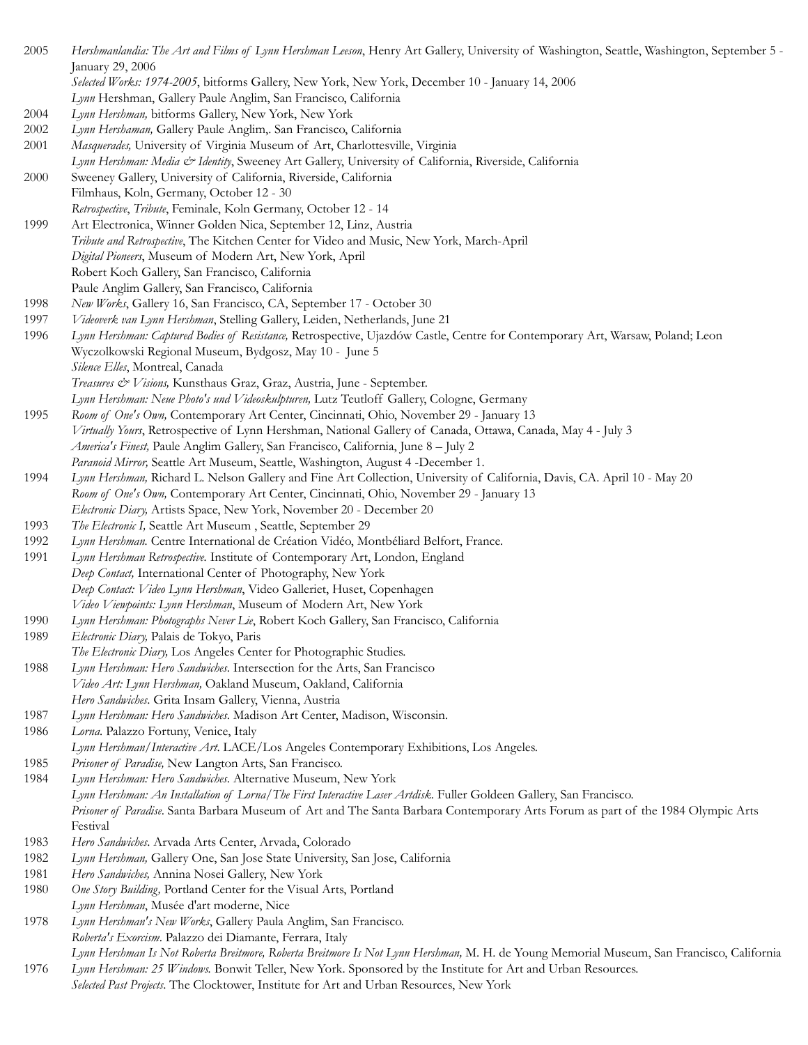2005 *Hershmanlandia: The Art and Films of Lynn Hershman Leeson*, Henry Art Gallery, University of Washington, Seattle, Washington, September 5 - January 29, 2006
*Selected Works: 1974-2005*, bitforms Gallery, New York, New York, December 10 - January 14, 2006
*Lynn* Hershman, Gallery Paule Anglim, San Francisco, California

2004 *Lynn Hershman,* bitforms Gallery, New York, New York

2002 *Lynn Hershaman,* Gallery Paule Anglim,. San Francisco, California

2001 *Masquerades,* University of Virginia Museum of Art, Charlottesville, Virginia
*Lynn Hershman: Media & Identity*, Sweeney Art Gallery, University of California, Riverside, California

2000 Sweeney Gallery, University of California, Riverside, California
Filmhaus, Koln, Germany, October 12 - 30
*Retrospective*, *Tribute*, Feminale, Koln Germany, October 12 - 14

1999 Art Electronica, Winner Golden Nica, September 12, Linz, Austria
*Tribute and Retrospective*, The Kitchen Center for Video and Music, New York, March-April
*Digital Pioneers*, Museum of Modern Art, New York, April
Robert Koch Gallery, San Francisco, California
Paule Anglim Gallery, San Francisco, California

1998 *New Works*, Gallery 16, San Francisco, CA, September 17 - October 30

1997 *Videoverk van Lynn Hershman*, Stelling Gallery, Leiden, Netherlands, June 21

1996 *Lynn Hershman: Captured Bodies of Resistance,* Retrospective, Ujazdów Castle, Centre for Contemporary Art, Warsaw, Poland; Leon Wyczolkowski Regional Museum, Bydgosz, May 10 - June 5
*Silence Elles*, Montreal, Canada
*Treasures & Visions,* Kunsthaus Graz, Graz, Austria, June - September.
*Lynn Hershman: Neue Photo's und Videoskulpturen,* Lutz Teutloff Gallery, Cologne, Germany

1995 *Room of One's Own,* Contemporary Art Center, Cincinnati, Ohio, November 29 - January 13
*Virtually Yours*, Retrospective of Lynn Hershman, National Gallery of Canada, Ottawa, Canada, May 4 - July 3
*America's Finest,* Paule Anglim Gallery, San Francisco, California, June 8 – July 2
*Paranoid Mirror,* Seattle Art Museum, Seattle, Washington, August 4 -December 1.

1994 *Lynn Hershman,* Richard L. Nelson Gallery and Fine Art Collection, University of California, Davis, CA. April 10 - May 20
*Room of One's Own,* Contemporary Art Center, Cincinnati, Ohio, November 29 - January 13
*Electronic Diary,* Artists Space, New York, November 20 - December 20

1993 *The Electronic I,* Seattle Art Museum , Seattle, September 29

1992 *Lynn Hershman.* Centre International de Création Vidéo, Montbéliard Belfort, France.

1991 *Lynn Hershman Retrospective.* Institute of Contemporary Art, London, England
*Deep Contact,* International Center of Photography, New York
*Deep Contact: Video Lynn Hershman*, Video Galleriet, Huset, Copenhagen
*Video Viewpoints: Lynn Hershman*, Museum of Modern Art, New York

1990 *Lynn Hershman: Photographs Never Lie*, Robert Koch Gallery, San Francisco, California

1989 *Electronic Diary,* Palais de Tokyo, Paris
*The Electronic Diary,* Los Angeles Center for Photographic Studies.

1988 *Lynn Hershman: Hero Sandwiches*. Intersection for the Arts, San Francisco
*Video Art: Lynn Hershman,* Oakland Museum, Oakland, California
*Hero Sandwiches*. Grita Insam Gallery, Vienna, Austria

1987 *Lynn Hershman: Hero Sandwiches*. Madison Art Center, Madison, Wisconsin.

1986 *Lorna*. Palazzo Fortuny, Venice, Italy
*Lynn Hershman/Interactive Art*. LACE/Los Angeles Contemporary Exhibitions, Los Angeles.

1985 *Prisoner of Paradise,* New Langton Arts, San Francisco.

1984 *Lynn Hershman: Hero Sandwiches*. Alternative Museum, New York
*Lynn Hershman: An Installation of Lorna/The First Interactive Laser Artdisk*. Fuller Goldeen Gallery, San Francisco.
*Prisoner of Paradise*. Santa Barbara Museum of Art and The Santa Barbara Contemporary Arts Forum as part of the 1984 Olympic Arts Festival

1983 *Hero Sandwiches*. Arvada Arts Center, Arvada, Colorado

1982 *Lynn Hershman,* Gallery One, San Jose State University, San Jose, California

1981 *Hero Sandwiches,* Annina Nosei Gallery, New York

1980 *One Story Building,* Portland Center for the Visual Arts, Portland
*Lynn Hershman*, Musée d'art moderne, Nice

1978 *Lynn Hershman's New Works*, Gallery Paula Anglim, San Francisco.
*Roberta's Exorcism*. Palazzo dei Diamante, Ferrara, Italy
*Lynn Hershman Is Not Roberta Breitmore, Roberta Breitmore Is Not Lynn Hershman,* M. H. de Young Memorial Museum, San Francisco, California

1976 *Lynn Hershman: 25 Windows.* Bonwit Teller, New York. Sponsored by the Institute for Art and Urban Resources.
*Selected Past Projects*. The Clocktower, Institute for Art and Urban Resources, New York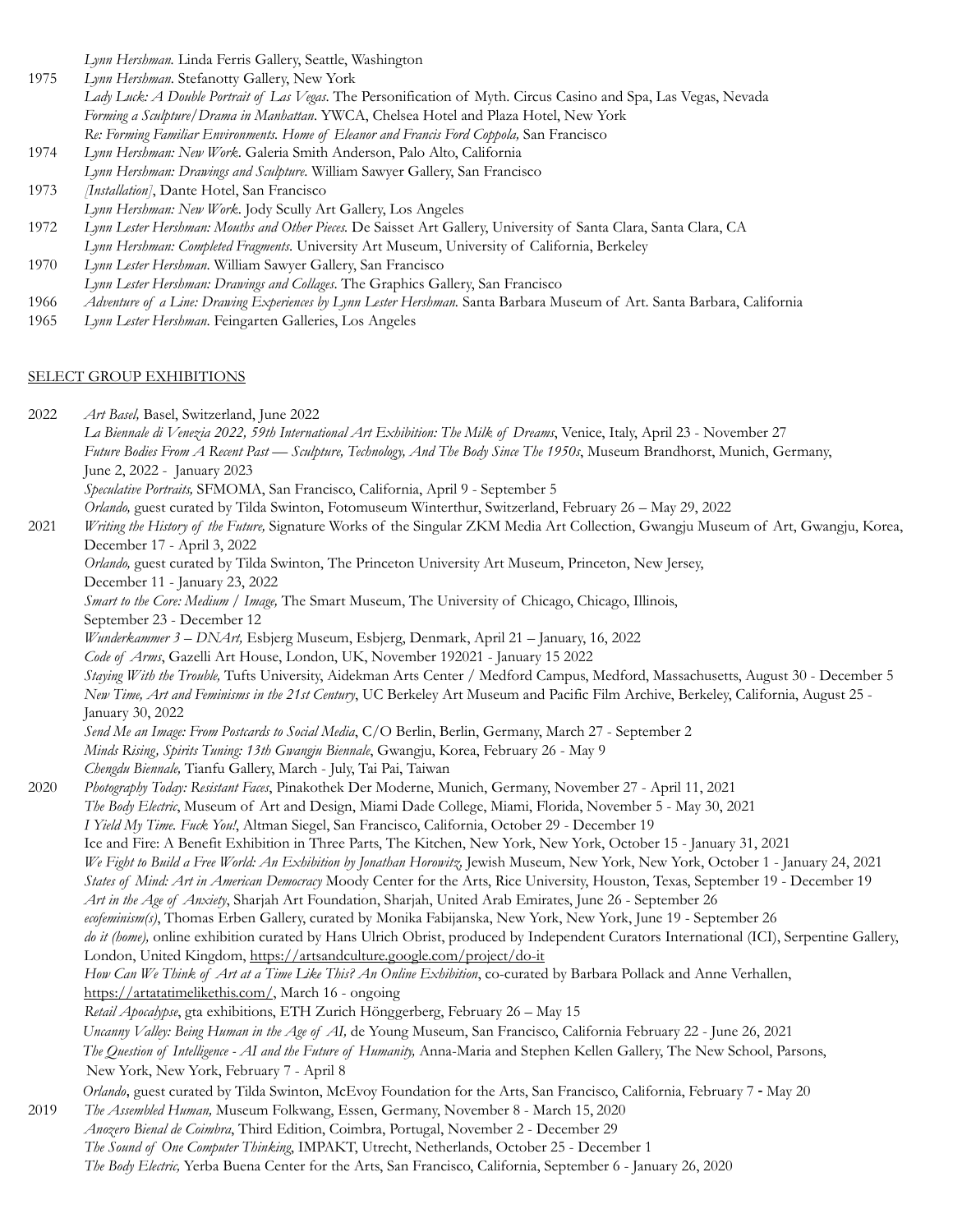*Lynn Hershman.* Linda Ferris Gallery, Seattle, Washington

1975 *Lynn Hershman*. Stefanotty Gallery, New York
*Lady Luck: A Double Portrait of Las Vegas*. The Personification of Myth. Circus Casino and Spa, Las Vegas, Nevada
*Forming a Sculpture/Drama in Manhattan*. YWCA, Chelsea Hotel and Plaza Hotel, New York
*Re: Forming Familiar Environments. Home of Eleanor and Francis Ford Coppola,* San Francisco

1974 *Lynn Hershman: New Work*. Galeria Smith Anderson, Palo Alto, California
*Lynn Hershman: Drawings and Sculpture*. William Sawyer Gallery, San Francisco

1973 *[Installation]*, Dante Hotel, San Francisco
*Lynn Hershman: New Work*. Jody Scully Art Gallery, Los Angeles

1972 *Lynn Lester Hershman: Mouths and Other Pieces.* De Saisset Art Gallery, University of Santa Clara, Santa Clara, CA
*Lynn Hershman: Completed Fragments*. University Art Museum, University of California, Berkeley

1970 *Lynn Lester Hershman*. William Sawyer Gallery, San Francisco
*Lynn Lester Hershman: Drawings and Collages*. The Graphics Gallery, San Francisco

1966 *Adventure of a Line: Drawing Experiences by Lynn Lester Hershman.* Santa Barbara Museum of Art. Santa Barbara, California

1965 *Lynn Lester Hershman*. Feingarten Galleries, Los Angeles

## SELECT GROUP EXHIBITIONS

2022 *Art Basel,* Basel, Switzerland, June 2022
*La Biennale di Venezia 2022, 59th International Art Exhibition: The Milk of Dreams*, Venice, Italy, April 23 - November 27
*Future Bodies From A Recent Past — Sculpture, Technology, And The Body Since The 1950s*, Museum Brandhorst, Munich, Germany, June 2, 2022 - January 2023
*Speculative Portraits,* SFMOMA, San Francisco, California, April 9 - September 5
*Orlando,* guest curated by Tilda Swinton, Fotomuseum Winterthur, Switzerland, February 26 – May 29, 2022

2021 *Writing the History of the Future,* Signature Works of the Singular ZKM Media Art Collection, Gwangju Museum of Art, Gwangju, Korea, December 17 - April 3, 2022
*Orlando,* guest curated by Tilda Swinton, The Princeton University Art Museum, Princeton, New Jersey, December 11 - January 23, 2022
*Smart to the Core: Medium / Image,* The Smart Museum, The University of Chicago, Chicago, Illinois, September 23 - December 12
*Wunderkammer 3 – DNArt,* Esbjerg Museum, Esbjerg, Denmark, April 21 – January, 16, 2022
*Code of Arms*, Gazelli Art House, London, UK, November 192021 - January 15 2022
*Staying With the Trouble,* Tufts University, Aidekman Arts Center / Medford Campus, Medford, Massachusetts, August 30 - December 5
*New Time, Art and Feminisms in the 21st Century*, UC Berkeley Art Museum and Pacific Film Archive, Berkeley, California, August 25 - January 30, 2022
*Send Me an Image: From Postcards to Social Media*, C/O Berlin, Berlin, Germany, March 27 - September 2
*Minds Rising, Spirits Tuning: 13th Gwangju Biennale*, Gwangju, Korea, February 26 - May 9
*Chengdu Biennale,* Tianfu Gallery, March - July, Tai Pai, Taiwan

2020 *Photography Today: Resistant Faces*, Pinakothek Der Moderne, Munich, Germany, November 27 - April 11, 2021
*The Body Electric*, Museum of Art and Design, Miami Dade College, Miami, Florida, November 5 - May 30, 2021
*I Yield My Time. Fuck You!*, Altman Siegel, San Francisco, California, October 29 - December 19
Ice and Fire: A Benefit Exhibition in Three Parts, The Kitchen, New York, New York, October 15 - January 31, 2021
*We Fight to Build a Free World: An Exhibition by Jonathan Horowitz,* Jewish Museum, New York, New York, October 1 - January 24, 2021
*States of Mind: Art in American Democracy* Moody Center for the Arts, Rice University, Houston, Texas, September 19 - December 19
*Art in the Age of Anxiety*, Sharjah Art Foundation, Sharjah, United Arab Emirates, June 26 - September 26
*ecofeminism(s)*, Thomas Erben Gallery, curated by Monika Fabijanska, New York, New York, June 19 - September 26
*do it (home),* online exhibition curated by Hans Ulrich Obrist, produced by Independent Curators International (ICI), Serpentine Gallery, London, United Kingdom, https://artsandculture.google.com/project/do-it
*How Can We Think of Art at a Time Like This? An Online Exhibition*, co-curated by Barbara Pollack and Anne Verhallen, https://artatatimelikethis.com/, March 16 - ongoing
*Retail Apocalypse*, gta exhibitions, ETH Zurich Hönggerberg, February 26 – May 15
*Uncanny Valley: Being Human in the Age of AI,* de Young Museum, San Francisco, California February 22 - June 26, 2021
*The Question of Intelligence - AI and the Future of Humanity,* Anna-Maria and Stephen Kellen Gallery, The New School, Parsons, New York, New York, February 7 - April 8
*Orlando*, guest curated by Tilda Swinton, McEvoy Foundation for the Arts, San Francisco, California, February 7 - May 20

2019 *The Assembled Human,* Museum Folkwang, Essen, Germany, November 8 - March 15, 2020
*Anozero Bienal de Coimbra*, Third Edition, Coimbra, Portugal, November 2 - December 29
*The Sound of One Computer Thinking*, IMPAKT, Utrecht, Netherlands, October 25 - December 1
*The Body Electric,* Yerba Buena Center for the Arts, San Francisco, California, September 6 - January 26, 2020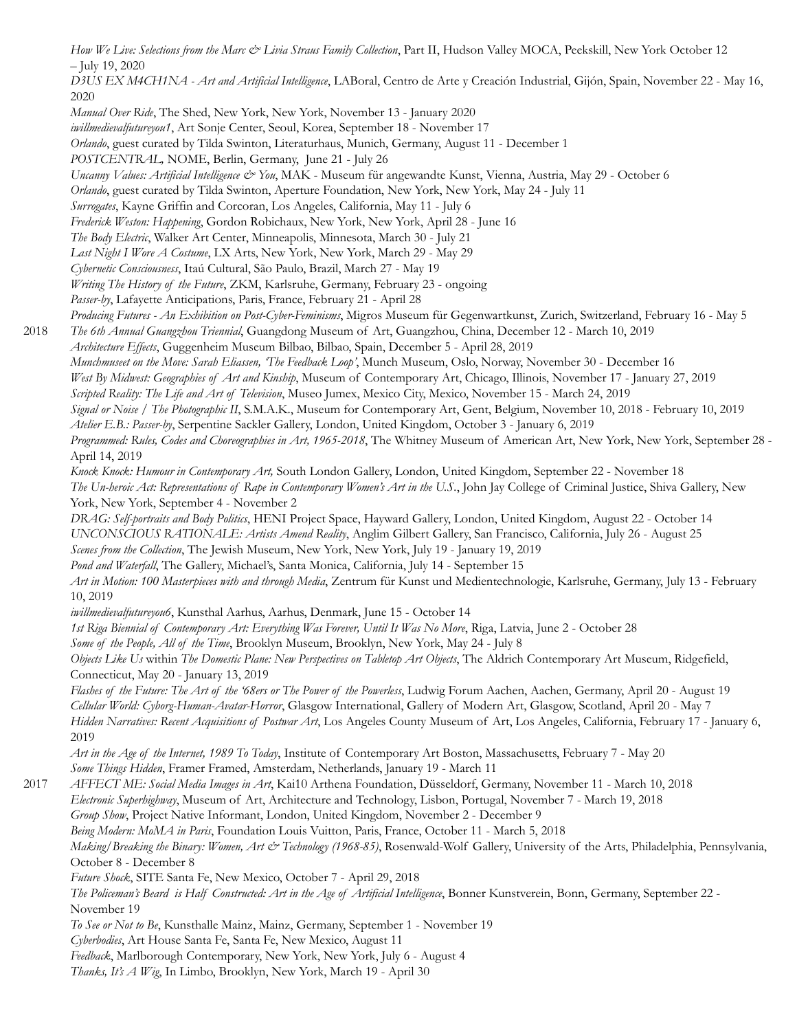*How We Live: Selections from the Marc & Livia Straus Family Collection*, Part II, Hudson Valley MOCA, Peekskill, New York October 12 – July 19, 2020

*D3US EX M4CH1NA - Art and Artificial Intelligence*, LABoral, Centro de Arte y Creación Industrial, Gijón, Spain, November 22 - May 16, 2020

*Manual Over Ride*, The Shed, New York, New York, November 13 - January 2020

*iwillmedievalfutureyou1*, Art Sonje Center, Seoul, Korea, September 18 - November 17

*Orlando*, guest curated by Tilda Swinton, Literaturhaus, Munich, Germany, August 11 - December 1

*POSTCENTRAL*, NOME, Berlin, Germany, June 21 - July 26

*Uncanny Values: Artificial Intelligence & You*, MAK - Museum für angewandte Kunst, Vienna, Austria, May 29 - October 6

*Orlando*, guest curated by Tilda Swinton, Aperture Foundation, New York, New York, May 24 - July 11

*Surrogates*, Kayne Griffin and Corcoran, Los Angeles, California, May 11 - July 6

*Frederick Weston: Happening*, Gordon Robichaux, New York, New York, April 28 - June 16

*The Body Electric*, Walker Art Center, Minneapolis, Minnesota, March 30 - July 21

*Last Night I Wore A Costume*, LX Arts, New York, New York, March 29 - May 29

*Cybernetic Consciousness*, Itaú Cultural, São Paulo, Brazil, March 27 - May 19

*Writing The History of the Future*, ZKM, Karlsruhe, Germany, February 23 - ongoing

*Passer-by*, Lafayette Anticipations, Paris, France, February 21 - April 28

*Producing Futures - An Exhibition on Post-Cyber-Feminisms*, Migros Museum für Gegenwartkunst, Zurich, Switzerland, February 16 - May 5

2018

*The 6th Annual Guangzhou Triennial*, Guangdong Museum of Art, Guangzhou, China, December 12 - March 10, 2019

*Architecture Effects*, Guggenheim Museum Bilbao, Bilbao, Spain, December 5 - April 28, 2019

*Munchmuseet on the Move: Sarah Eliassen, 'The Feedback Loop'*, Munch Museum, Oslo, Norway, November 30 - December 16

*West By Midwest: Geographies of Art and Kinship*, Museum of Contemporary Art, Chicago, Illinois, November 17 - January 27, 2019

*Scripted Reality: The Life and Art of Television*, Museo Jumex, Mexico City, Mexico, November 15 - March 24, 2019

*Signal or Noise / The Photographic II*, S.M.A.K., Museum for Contemporary Art, Gent, Belgium, November 10, 2018 - February 10, 2019

*Atelier E.B.: Passer-by*, Serpentine Sackler Gallery, London, United Kingdom, October 3 - January 6, 2019

*Programmed: Rules, Codes and Choreographies in Art, 1965-2018*, The Whitney Museum of American Art, New York, New York, September 28 - April 14, 2019

*Knock Knock: Humour in Contemporary Art,* South London Gallery, London, United Kingdom, September 22 - November 18

*The Un-heroic Act: Representations of Rape in Contemporary Women's Art in the U.S.*, John Jay College of Criminal Justice, Shiva Gallery, New York, New York, September 4 - November 2

*DRAG: Self-portraits and Body Politics*, HENI Project Space, Hayward Gallery, London, United Kingdom, August 22 - October 14

*UNCONSCIOUS RATIONALE: Artists Amend Reality*, Anglim Gilbert Gallery, San Francisco, California, July 26 - August 25

*Scenes from the Collection*, The Jewish Museum, New York, New York, July 19 - January 19, 2019

*Pond and Waterfall*, The Gallery, Michael's, Santa Monica, California, July 14 - September 15

*Art in Motion: 100 Masterpieces with and through Media*, Zentrum für Kunst und Medientechnologie, Karlsruhe, Germany, July 13 - February 10, 2019

*iwillmedievalfutureyou6*, Kunsthal Aarhus, Aarhus, Denmark, June 15 - October 14

*1st Riga Biennial of Contemporary Art: Everything Was Forever, Until It Was No More*, Riga, Latvia, June 2 - October 28

*Some of the People, All of the Time*, Brooklyn Museum, Brooklyn, New York, May 24 - July 8

*Objects Like Us* within *The Domestic Plane: New Perspectives on Tabletop Art Objects*, The Aldrich Contemporary Art Museum, Ridgefield, Connecticut, May 20 - January 13, 2019

*Flashes of the Future: The Art of the '68ers or The Power of the Powerless*, Ludwig Forum Aachen, Aachen, Germany, April 20 - August 19

*Cellular World: Cyborg-Human-Avatar-Horror*, Glasgow International, Gallery of Modern Art, Glasgow, Scotland, April 20 - May 7

*Hidden Narratives: Recent Acquisitions of Postwar Art*, Los Angeles County Museum of Art, Los Angeles, California, February 17 - January 6, 2019

*Art in the Age of the Internet, 1989 To Today*, Institute of Contemporary Art Boston, Massachusetts, February 7 - May 20

*Some Things Hidden*, Framer Framed, Amsterdam, Netherlands, January 19 - March 11

2017

*AFFECT ME: Social Media Images in Art*, Kai10 Arthena Foundation, Düsseldorf, Germany, November 11 - March 10, 2018

*Electronic Superhighway*, Museum of Art, Architecture and Technology, Lisbon, Portugal, November 7 - March 19, 2018

*Group Show*, Project Native Informant, London, United Kingdom, November 2 - December 9

*Being Modern: MoMA in Paris*, Foundation Louis Vuitton, Paris, France, October 11 - March 5, 2018

*Making/Breaking the Binary: Women, Art & Technology (1968-85)*, Rosenwald-Wolf Gallery, University of the Arts, Philadelphia, Pennsylvania, October 8 - December 8

*Future Shock*, SITE Santa Fe, New Mexico, October 7 - April 29, 2018

*The Policeman's Beard is Half Constructed: Art in the Age of Artificial Intelligence*, Bonner Kunstverein, Bonn, Germany, September 22 - November 19

*To See or Not to Be*, Kunsthalle Mainz, Mainz, Germany, September 1 - November 19

*Cyberbodies*, Art House Santa Fe, Santa Fe, New Mexico, August 11

*Feedback*, Marlborough Contemporary, New York, New York, July 6 - August 4

*Thanks, It's A Wig*, In Limbo, Brooklyn, New York, March 19 - April 30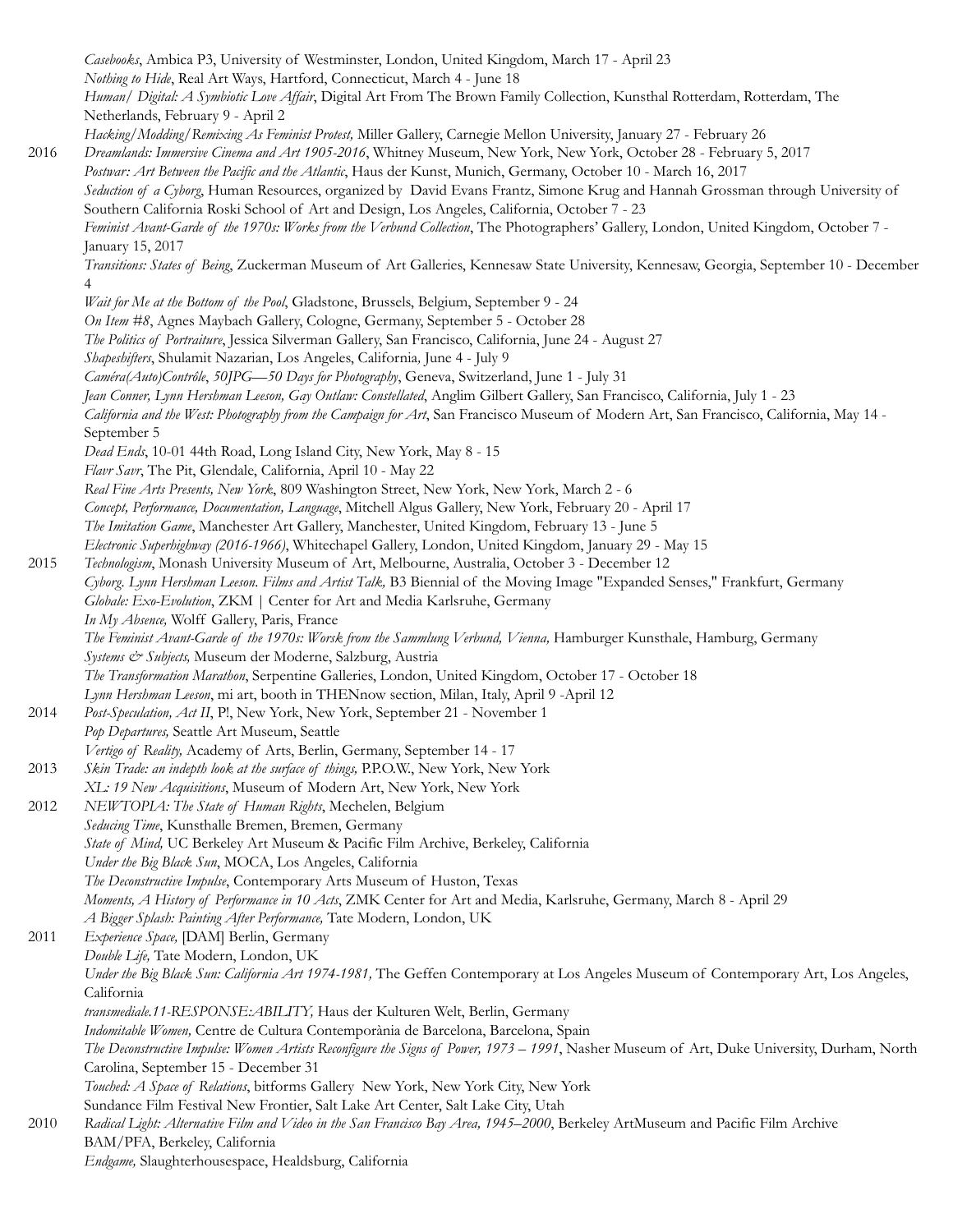*Casebooks*, Ambica P3, University of Westminster, London, United Kingdom, March 17 - April 23
*Nothing to Hide*, Real Art Ways, Hartford, Connecticut, March 4 - June 18
*Human/ Digital: A Symbiotic Love Affair*, Digital Art From The Brown Family Collection, Kunsthal Rotterdam, Rotterdam, The Netherlands, February 9 - April 2
*Hacking/Modding/Remixing As Feminist Protest,* Miller Gallery, Carnegie Mellon University, January 27 - February 26

2016 *Dreamlands: Immersive Cinema and Art 1905-2016*, Whitney Museum, New York, New York, October 28 - February 5, 2017
*Postwar: Art Between the Pacific and the Atlantic*, Haus der Kunst, Munich, Germany, October 10 - March 16, 2017
*Seduction of a Cyborg*, Human Resources, organized by David Evans Frantz, Simone Krug and Hannah Grossman through University of Southern California Roski School of Art and Design, Los Angeles, California, October 7 - 23
*Feminist Avant-Garde of the 1970s: Works from the Verbund Collection*, The Photographers' Gallery, London, United Kingdom, October 7 - January 15, 2017
*Transitions: States of Being*, Zuckerman Museum of Art Galleries, Kennesaw State University, Kennesaw, Georgia, September 10 - December 4
*Wait for Me at the Bottom of the Pool*, Gladstone, Brussels, Belgium, September 9 - 24
*On Item #8*, Agnes Maybach Gallery, Cologne, Germany, September 5 - October 28
*The Politics of Portraiture*, Jessica Silverman Gallery, San Francisco, California, June 24 - August 27
*Shapeshifters*, Shulamit Nazarian, Los Angeles, California, June 4 - July 9
*Caméra(Auto)Contrôle*, *50JPG—50 Days for Photography*, Geneva, Switzerland, June 1 - July 31
*Jean Conner, Lynn Hershman Leeson, Gay Outlaw: Constellated*, Anglim Gilbert Gallery, San Francisco, California, July 1 - 23
*California and the West: Photography from the Campaign for Art*, San Francisco Museum of Modern Art, San Francisco, California, May 14 - September 5
*Dead Ends*, 10-01 44th Road, Long Island City, New York, May 8 - 15
*Flavr Savr*, The Pit, Glendale, California, April 10 - May 22
*Real Fine Arts Presents, New York*, 809 Washington Street, New York, New York, March 2 - 6
*Concept, Performance, Documentation, Language*, Mitchell Algus Gallery, New York, February 20 - April 17
*The Imitation Game*, Manchester Art Gallery, Manchester, United Kingdom, February 13 - June 5
*Electronic Superhighway (2016-1966)*, Whitechapel Gallery, London, United Kingdom, January 29 - May 15

2015 *Technologism*, Monash University Museum of Art, Melbourne, Australia, October 3 - December 12
*Cyborg. Lynn Hershman Leeson. Films and Artist Talk,* B3 Biennial of the Moving Image "Expanded Senses," Frankfurt, Germany
*Globale: Exo-Evolution*, ZKM | Center for Art and Media Karlsruhe, Germany
*In My Absence,* Wolff Gallery, Paris, France
*The Feminist Avant-Garde of the 1970s: Worsk from the Sammlung Verbund, Vienna,* Hamburger Kunsthale, Hamburg, Germany
*Systems & Subjects,* Museum der Moderne, Salzburg, Austria
*The Transformation Marathon*, Serpentine Galleries, London, United Kingdom, October 17 - October 18
*Lynn Hershman Leeson*, mi art, booth in THENnow section, Milan, Italy, April 9 -April 12

2014 *Post-Speculation, Act II*, P!, New York, New York, September 21 - November 1
*Pop Departures,* Seattle Art Museum, Seattle
*Vertigo of Reality,* Academy of Arts, Berlin, Germany, September 14 - 17

2013 *Skin Trade: an indepth look at the surface of things,* P.P.O.W., New York, New York
*XL: 19 New Acquisitions*, Museum of Modern Art, New York, New York

2012 *NEWTOPIA: The State of Human Rights*, Mechelen, Belgium
*Seducing Time*, Kunsthalle Bremen, Bremen, Germany
*State of Mind,* UC Berkeley Art Museum & Pacific Film Archive, Berkeley, California
*Under the Big Black Sun*, MOCA, Los Angeles, California
*The Deconstructive Impulse*, Contemporary Arts Museum of Huston, Texas
*Moments, A History of Performance in 10 Acts*, ZMK Center for Art and Media, Karlsruhe, Germany, March 8 - April 29
*A Bigger Splash: Painting After Performance,* Tate Modern, London, UK

2011 *Experience Space,* [DAM] Berlin, Germany
*Double Life,* Tate Modern, London, UK
*Under the Big Black Sun: California Art 1974-1981,* The Geffen Contemporary at Los Angeles Museum of Contemporary Art, Los Angeles, California
*transmediale.11-RESPONSE:ABILITY,* Haus der Kulturen Welt, Berlin, Germany
*Indomitable Women,* Centre de Cultura Contemporània de Barcelona, Barcelona, Spain
*The Deconstructive Impulse: Women Artists Reconfigure the Signs of Power, 1973 – 1991*, Nasher Museum of Art, Duke University, Durham, North Carolina, September 15 - December 31
*Touched: A Space of Relations*, bitforms Gallery New York, New York City, New York
Sundance Film Festival New Frontier, Salt Lake Art Center, Salt Lake City, Utah

2010 *Radical Light: Alternative Film and Video in the San Francisco Bay Area, 1945–2000*, Berkeley ArtMuseum and Pacific Film Archive BAM/PFA, Berkeley, California
*Endgame,* Slaughterhousespace, Healdsburg, California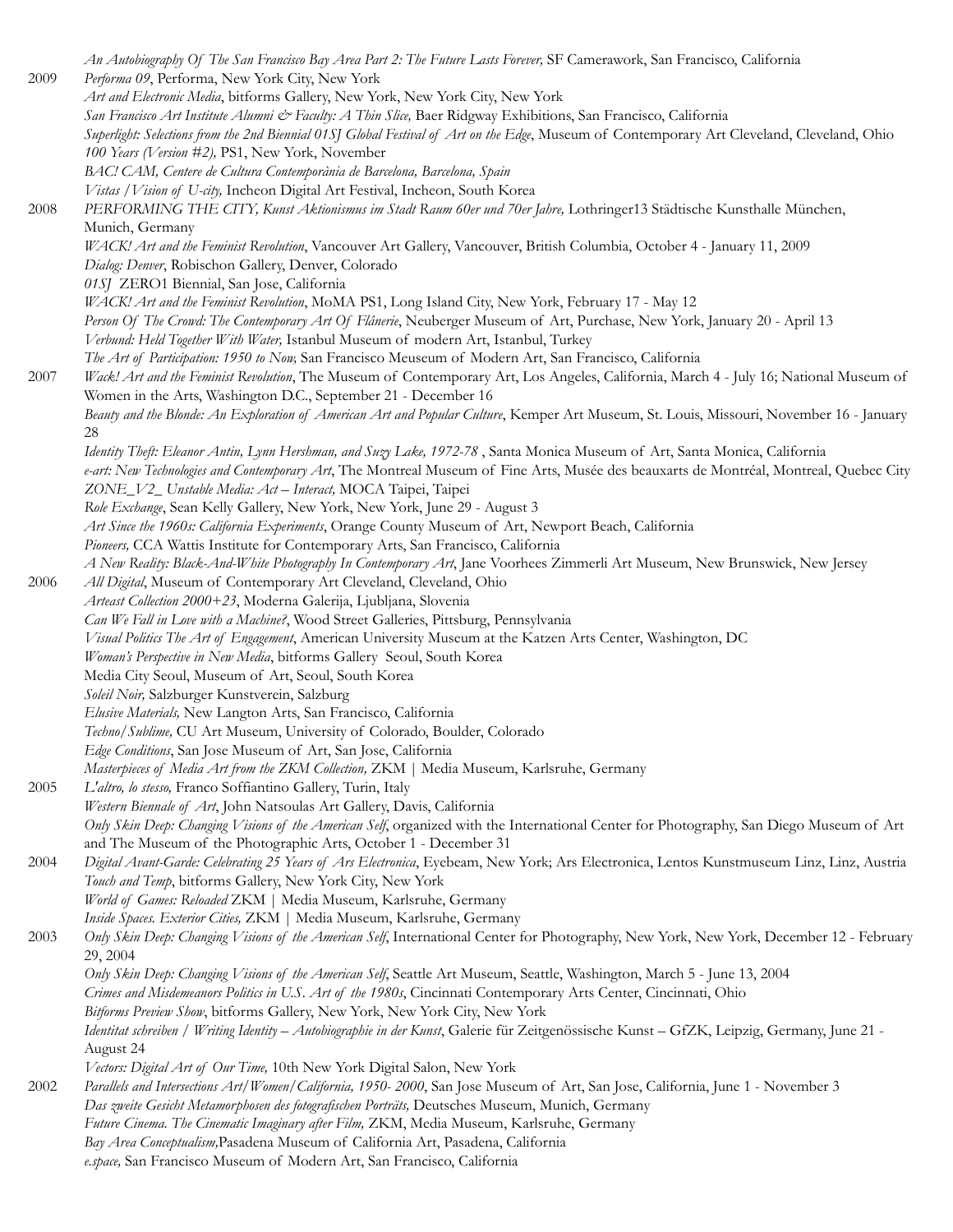*An Autobiography Of The San Francisco Bay Area Part 2: The Future Lasts Forever,* SF Camerawork, San Francisco, California

2009 *Performa 09*, Performa, New York City, New York
*Art and Electronic Media*, bitforms Gallery, New York, New York City, New York
*San Francisco Art Institute Alumni & Faculty: A Thin Slice,* Baer Ridgway Exhibitions, San Francisco, California
*Superlight: Selections from the 2nd Biennial 01SJ Global Festival of Art on the Edge*, Museum of Contemporary Art Cleveland, Cleveland, Ohio
*100 Years (Version #2),* PS1, New York, November
*BAC! CAM, Centere de Cultura Contemporània de Barcelona, Barcelona, Spain*
*Vistas /Vision of U-city,* Incheon Digital Art Festival, Incheon, South Korea

2008 *PERFORMING THE CITY, Kunst Aktionismus im Stadt Raum 60er und 70er Jahre,* Lothringer13 Städtische Kunsthalle München, Munich, Germany
*WACK! Art and the Feminist Revolution*, Vancouver Art Gallery, Vancouver, British Columbia, October 4 - January 11, 2009
*Dialog: Denver*, Robischon Gallery, Denver, Colorado
*01SJ* ZERO1 Biennial, San Jose, California
*WACK! Art and the Feminist Revolution*, MoMA PS1, Long Island City, New York, February 17 - May 12
*Person Of The Crowd: The Contemporary Art Of Flânerie*, Neuberger Museum of Art, Purchase, New York, January 20 - April 13
*Verbund: Held Together With Water,* Istanbul Museum of modern Art, Istanbul, Turkey
*The Art of Participation: 1950 to Now,* San Francisco Meuseum of Modern Art, San Francisco, California

2007 *Wack! Art and the Feminist Revolution*, The Museum of Contemporary Art, Los Angeles, California, March 4 - July 16; National Museum of Women in the Arts, Washington D.C., September 21 - December 16
*Beauty and the Blonde: An Exploration of American Art and Popular Culture*, Kemper Art Museum, St. Louis, Missouri, November 16 - January 28
*Identity Theft: Eleanor Antin, Lynn Hershman, and Suzy Lake, 1972-78* , Santa Monica Museum of Art, Santa Monica, California
*e-art: New Technologies and Contemporary Art*, The Montreal Museum of Fine Arts, Musée des beauxarts de Montréal, Montreal, Quebec City
*ZONE_V2_ Unstable Media: Act – Interact,* MOCA Taipei, Taipei
*Role Exchange*, Sean Kelly Gallery, New York, New York, June 29 - August 3
*Art Since the 1960s: California Experiments*, Orange County Museum of Art, Newport Beach, California
*Pioneers,* CCA Wattis Institute for Contemporary Arts, San Francisco, California
*A New Reality: Black-And-White Photography In Contemporary Art*, Jane Voorhees Zimmerli Art Museum, New Brunswick, New Jersey

2006 *All Digital*, Museum of Contemporary Art Cleveland, Cleveland, Ohio
*Arteast Collection 2000+23*, Moderna Galerija, Ljubljana, Slovenia
*Can We Fall in Love with a Machine?*, Wood Street Galleries, Pittsburg, Pennsylvania
*Visual Politics The Art of Engagement*, American University Museum at the Katzen Arts Center, Washington, DC
*Woman's Perspective in New Media*, bitforms Gallery Seoul, South Korea
Media City Seoul, Museum of Art, Seoul, South Korea
*Soleil Noir,* Salzburger Kunstverein, Salzburg
*Elusive Materials,* New Langton Arts, San Francisco, California
*Techno/Sublime,* CU Art Museum, University of Colorado, Boulder, Colorado
*Edge Conditions*, San Jose Museum of Art, San Jose, California
*Masterpieces of Media Art from the ZKM Collection,* ZKM | Media Museum, Karlsruhe, Germany

2005 *L'altro, lo stesso,* Franco Soffiantino Gallery, Turin, Italy
*Western Biennale of Art*, John Natsoulas Art Gallery, Davis, California
*Only Skin Deep: Changing Visions of the American Self*, organized with the International Center for Photography, San Diego Museum of Art and The Museum of the Photographic Arts, October 1 - December 31

2004 *Digital Avant-Garde: Celebrating 25 Years of Ars Electronica*, Eyebeam, New York; Ars Electronica, Lentos Kunstmuseum Linz, Linz, Austria
*Touch and Temp*, bitforms Gallery, New York City, New York
*World of Games: Reloaded* ZKM | Media Museum, Karlsruhe, Germany
*Inside Spaces. Exterior Cities,* ZKM | Media Museum, Karlsruhe, Germany

2003 *Only Skin Deep: Changing Visions of the American Self*, International Center for Photography, New York, New York, December 12 - February 29, 2004
*Only Skin Deep: Changing Visions of the American Self*, Seattle Art Museum, Seattle, Washington, March 5 - June 13, 2004
*Crimes and Misdemeanors Politics in U.S. Art of the 1980s*, Cincinnati Contemporary Arts Center, Cincinnati, Ohio
*Bitforms Preview Show*, bitforms Gallery, New York, New York City, New York
*Identitat schreiben / Writing Identity – Autobiographie in der Kunst*, Galerie für Zeitgenössische Kunst – GfZK, Leipzig, Germany, June 21 - August 24
*Vectors: Digital Art of Our Time,* 10th New York Digital Salon, New York

2002 *Parallels and Intersections Art/Women/California, 1950- 2000*, San Jose Museum of Art, San Jose, California, June 1 - November 3
*Das zweite Gesicht Metamorphosen des fotografischen Porträts,* Deutsches Museum, Munich, Germany
*Future Cinema. The Cinematic Imaginary after Film,* ZKM, Media Museum, Karlsruhe, Germany
*Bay Area Conceptualism,*Pasadena Museum of California Art, Pasadena, California
*e.space,* San Francisco Museum of Modern Art, San Francisco, California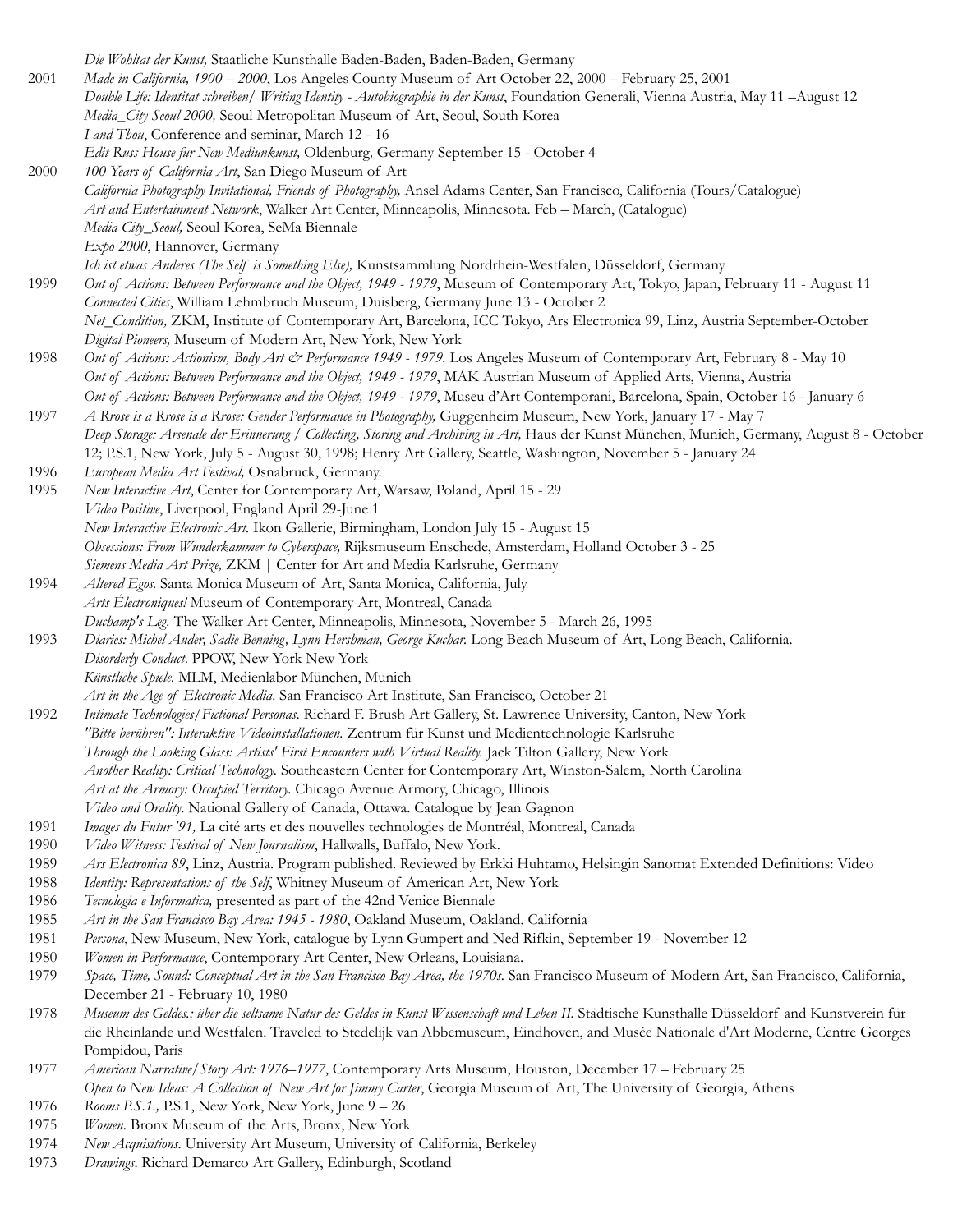*Die Wohltat der Kunst,* Staatliche Kunsthalle Baden-Baden, Baden-Baden, Germany

2001 *Made in California, 1900 – 2000*, Los Angeles County Museum of Art October 22, 2000 – February 25, 2001
*Double Life: Identitat schreiben/ Writing Identity - Autobiographie in der Kunst*, Foundation Generali, Vienna Austria, May 11 –August 12
*Media_City Seoul 2000,* Seoul Metropolitan Museum of Art, Seoul, South Korea
*I and Thou*, Conference and seminar, March 12 - 16
*Edit Russ House fur New Mediunkunst,* Oldenburg*,* Germany September 15 - October 4

2000 *100 Years of California Art*, San Diego Museum of Art
*California Photography Invitational, Friends of Photography,* Ansel Adams Center, San Francisco, California (Tours/Catalogue)
*Art and Entertainment Network*, Walker Art Center, Minneapolis, Minnesota. Feb – March, (Catalogue)
*Media City_Seoul,* Seoul Korea, SeMa Biennale
*Expo 2000*, Hannover, Germany
*Ich ist etwas Anderes (The Self is Something Else),* Kunstsammlung Nordrhein-Westfalen, Düsseldorf, Germany

1999 *Out of Actions: Between Performance and the Object, 1949 - 1979*, Museum of Contemporary Art, Tokyo, Japan, February 11 - August 11
*Connected Cities*, William Lehmbruch Museum, Duisberg, Germany June 13 - October 2
*Net_Condition,* ZKM, Institute of Contemporary Art, Barcelona, ICC Tokyo, Ars Electronica 99, Linz, Austria September-October
*Digital Pioneers,* Museum of Modern Art, New York, New York

1998 *Out of Actions: Actionism, Body Art & Performance 1949 - 1979*. Los Angeles Museum of Contemporary Art, February 8 - May 10
*Out of Actions: Between Performance and the Object, 1949 - 1979*, MAK Austrian Museum of Applied Arts, Vienna, Austria
*Out of Actions: Between Performance and the Object, 1949 - 1979*, Museu d'Art Contemporani, Barcelona, Spain, October 16 - January 6

1997 *A Rrose is a Rrose is a Rrose: Gender Performance in Photography,* Guggenheim Museum, New York, January 17 - May 7
*Deep Storage: Arsenale der Erinnerung / Collecting, Storing and Archiving in Art,* Haus der Kunst München, Munich, Germany, August 8 - October 12; P.S.1, New York, July 5 - August 30, 1998; Henry Art Gallery, Seattle, Washington, November 5 - January 24

1996 *European Media Art Festival,* Osnabruck, Germany.

1995 *New Interactive Art*, Center for Contemporary Art, Warsaw, Poland, April 15 - 29
*Video Positive*, Liverpool, England April 29-June 1
*New Interactive Electronic Art.* Ikon Gallerie, Birmingham, London July 15 - August 15
*Obsessions: From Wunderkammer to Cyberspace,* Rijksmuseum Enschede, Amsterdam, Holland October 3 - 25
*Siemens Media Art Prize,* ZKM | Center for Art and Media Karlsruhe, Germany

1994 *Altered Egos.* Santa Monica Museum of Art, Santa Monica, California, July
*Arts Électroniques!* Museum of Contemporary Art, Montreal, Canada
*Duchamp's Leg.* The Walker Art Center, Minneapolis, Minnesota, November 5 - March 26, 1995

1993 *Diaries: Michel Auder, Sadie Benning, Lynn Hershman, George Kuchar.* Long Beach Museum of Art, Long Beach, California.
*Disorderly Conduct.* PPOW, New York New York
*Künstliche Spiele.* MLM, Medienlabor München, Munich
*Art in the Age of Electronic Media*. San Francisco Art Institute, San Francisco, October 21

1992 *Intimate Technologies/Fictional Personas.* Richard F. Brush Art Gallery, St. Lawrence University, Canton, New York
*"Bitte berühren": Interaktive Videoinstallationen.* Zentrum für Kunst und Medientechnologie Karlsruhe
*Through the Looking Glass: Artists' First Encounters with Virtual Reality.* Jack Tilton Gallery, New York
*Another Reality: Critical Technology.* Southeastern Center for Contemporary Art, Winston-Salem, North Carolina
*Art at the Armory: Occupied Territory.* Chicago Avenue Armory, Chicago, Illinois
*Video and Orality.* National Gallery of Canada, Ottawa. Catalogue by Jean Gagnon

1991 *Images du Futur '91,* La cité arts et des nouvelles technologies de Montréal, Montreal, Canada

1990 *Video Witness: Festival of New Journalism*, Hallwalls, Buffalo, New York.

1989 *Ars Electronica 89*, Linz, Austria. Program published. Reviewed by Erkki Huhtamo, Helsingin Sanomat Extended Definitions: Video

1988 *Identity: Representations of the Self*, Whitney Museum of American Art, New York

1986 *Tecnologia e Informatica,* presented as part of the 42nd Venice Biennale

1985 *Art in the San Francisco Bay Area: 1945 - 1980*, Oakland Museum, Oakland, California

1981 *Persona*, New Museum, New York, catalogue by Lynn Gumpert and Ned Rifkin, September 19 - November 12

1980 *Women in Performance*, Contemporary Art Center, New Orleans, Louisiana.

1979 *Space, Time, Sound: Conceptual Art in the San Francisco Bay Area, the 1970s*. San Francisco Museum of Modern Art, San Francisco, California, December 21 - February 10, 1980

1978 *Museum des Geldes.: über die seltsame Natur des Geldes in Kunst Wissenschaft und Leben II.* Städtische Kunsthalle Düsseldorf and Kunstverein für die Rheinlande und Westfalen. Traveled to Stedelijk van Abbemuseum, Eindhoven, and Musée Nationale d'Art Moderne, Centre Georges Pompidou, Paris

1977 *American Narrative/Story Art: 1976–1977*, Contemporary Arts Museum, Houston, December 17 – February 25
*Open to New Ideas: A Collection of New Art for Jimmy Carter*, Georgia Museum of Art, The University of Georgia, Athens

1976 *Rooms P.S.1.,* P.S.1, New York, New York, June 9 – 26

1975 *Women.* Bronx Museum of the Arts, Bronx, New York

1974 *New Acquisitions*. University Art Museum, University of California, Berkeley

1973 *Drawings*. Richard Demarco Art Gallery, Edinburgh, Scotland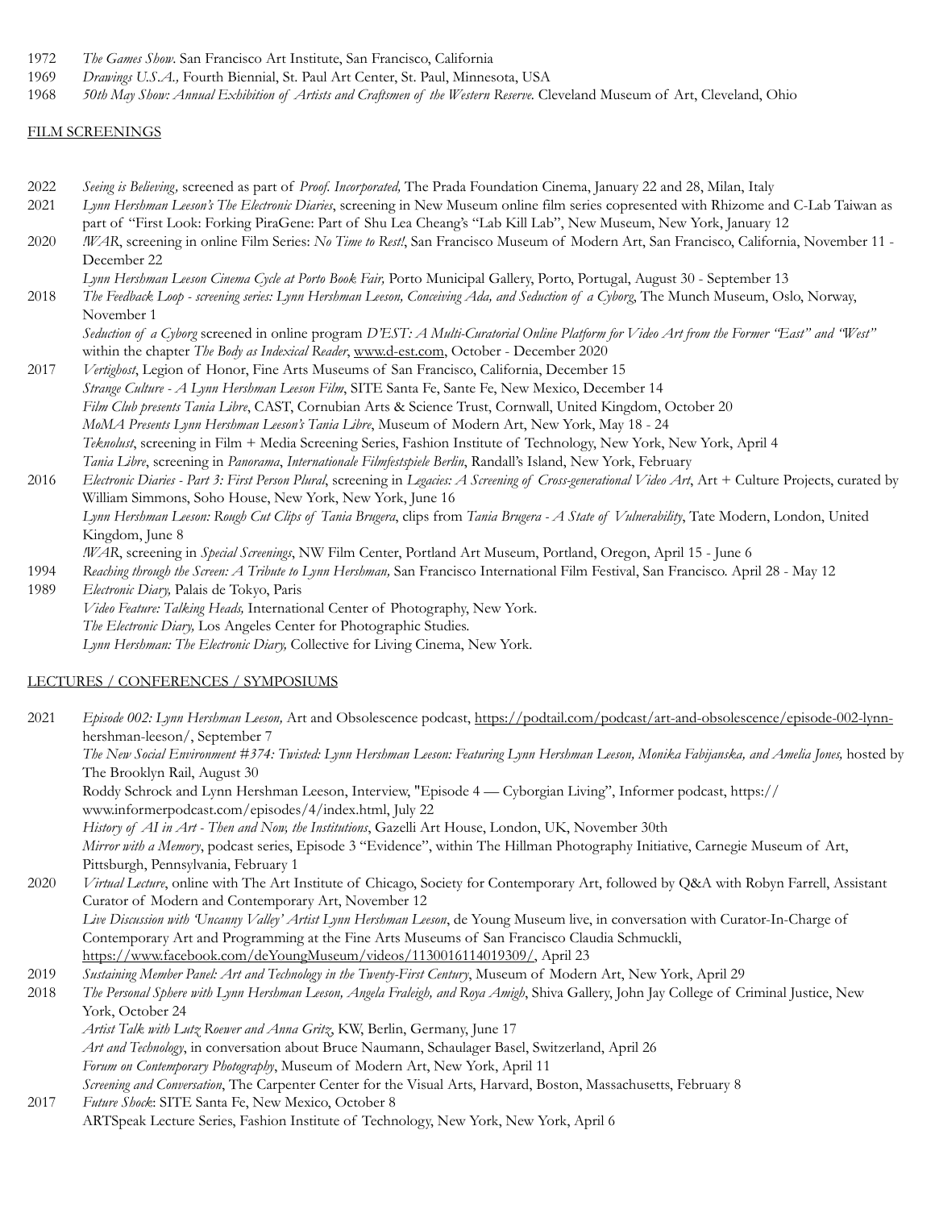1972 *The Games Show*. San Francisco Art Institute, San Francisco, California
1969 *Drawings U.S.A.,* Fourth Biennial, St. Paul Art Center, St. Paul, Minnesota, USA
1968 *50th May Show: Annual Exhibition of Artists and Craftsmen of the Western Reserve.* Cleveland Museum of Art, Cleveland, Ohio

## FILM SCREENINGS

2022 *Seeing is Believing,* screened as part of *Proof. Incorporated,* The Prada Foundation Cinema, January 22 and 28, Milan, Italy

2021 *Lynn Hershman Leeson's The Electronic Diaries*, screening in New Museum online film series copresented with Rhizome and C-Lab Taiwan as part of "First Look: Forking PiraGene: Part of Shu Lea Cheang's "Lab Kill Lab", New Museum, New York, January 12

2020 *!WAR*, screening in online Film Series: *No Time to Rest!*, San Francisco Museum of Modern Art, San Francisco, California, November 11 - December 22
*Lynn Hershman Leeson Cinema Cycle at Porto Book Fair,* Porto Municipal Gallery, Porto, Portugal, August 30 - September 13

2018 *The Feedback Loop - screening series: Lynn Hershman Leeson, Conceiving Ada, and Seduction of a Cyborg*, The Munch Museum, Oslo, Norway, November 1
*Seduction of a Cyborg* screened in online program *D'EST: A Multi-Curatorial Online Platform for Video Art from the Former "East" and "West"* within the chapter *The Body as Indexical Reader*, www.d-est.com, October - December 2020

2017 *Vertighost*, Legion of Honor, Fine Arts Museums of San Francisco, California, December 15
*Strange Culture - A Lynn Hershman Leeson Film*, SITE Santa Fe, Sante Fe, New Mexico, December 14
*Film Club presents Tania Libre*, CAST, Cornubian Arts & Science Trust, Cornwall, United Kingdom, October 20
*MoMA Presents Lynn Hershman Leeson's Tania Libre*, Museum of Modern Art, New York, May 18 - 24
*Teknolust*, screening in Film + Media Screening Series, Fashion Institute of Technology, New York, New York, April 4
*Tania Libre*, screening in *Panorama*, *Internationale Filmfestspiele Berlin*, Randall's Island, New York, February

2016 *Electronic Diaries - Part 3: First Person Plural*, screening in *Legacies: A Screening of Cross-generational Video Art*, Art + Culture Projects, curated by William Simmons, Soho House, New York, New York, June 16
*Lynn Hershman Leeson: Rough Cut Clips of Tania Brugera*, clips from *Tania Brugera - A State of Vulnerability*, Tate Modern, London, United Kingdom, June 8
*!WAR*, screening in *Special Screenings*, NW Film Center, Portland Art Museum, Portland, Oregon, April 15 - June 6

1994 *Reaching through the Screen: A Tribute to Lynn Hershman,* San Francisco International Film Festival, San Francisco. April 28 - May 12

1989 *Electronic Diary,* Palais de Tokyo, Paris
*Video Feature: Talking Heads,* International Center of Photography, New York.
*The Electronic Diary,* Los Angeles Center for Photographic Studies.
*Lynn Hershman: The Electronic Diary,* Collective for Living Cinema, New York.

## LECTURES / CONFERENCES / SYMPOSIUMS

2021 *Episode 002: Lynn Hershman Leeson,* Art and Obsolescence podcast, https://podtail.com/podcast/art-and-obsolescence/episode-002-lynn-hershman-leeson/, September 7
*The New Social Environment #374: Twisted: Lynn Hershman Leeson: Featuring Lynn Hershman Leeson, Monika Fabijanska, and Amelia Jones,* hosted by The Brooklyn Rail, August 30
Roddy Schrock and Lynn Hershman Leeson, Interview, "Episode 4 — Cyborgian Living", Informer podcast, https://www.informerpodcast.com/episodes/4/index.html, July 22
*History of AI in Art - Then and Now, the Institutions*, Gazelli Art House, London, UK, November 30th
*Mirror with a Memory*, podcast series, Episode 3 "Evidence", within The Hillman Photography Initiative, Carnegie Museum of Art, Pittsburgh, Pennsylvania, February 1

2020 *Virtual Lecture*, online with The Art Institute of Chicago, Society for Contemporary Art, followed by Q&A with Robyn Farrell, Assistant Curator of Modern and Contemporary Art, November 12
*Live Discussion with 'Uncanny Valley' Artist Lynn Hershman Leeson*, de Young Museum live, in conversation with Curator-In-Charge of Contemporary Art and Programming at the Fine Arts Museums of San Francisco Claudia Schmuckli, https://www.facebook.com/deYoungMuseum/videos/1130016114019309/, April 23

2019 *Sustaining Member Panel: Art and Technology in the Twenty-First Century*, Museum of Modern Art, New York, April 29

2018 *The Personal Sphere with Lynn Hershman Leeson, Angela Fraleigh, and Roya Amigh*, Shiva Gallery, John Jay College of Criminal Justice, New York, October 24
*Artist Talk with Lutz Roewer and Anna Gritz*, KW, Berlin, Germany, June 17
*Art and Technology*, in conversation about Bruce Naumann, Schaulager Basel, Switzerland, April 26
*Forum on Contemporary Photography*, Museum of Modern Art, New York, April 11
*Screening and Conversation*, The Carpenter Center for the Visual Arts, Harvard, Boston, Massachusetts, February 8

2017 *Future Shock*: SITE Santa Fe, New Mexico, October 8
ARTSpeak Lecture Series, Fashion Institute of Technology, New York, New York, April 6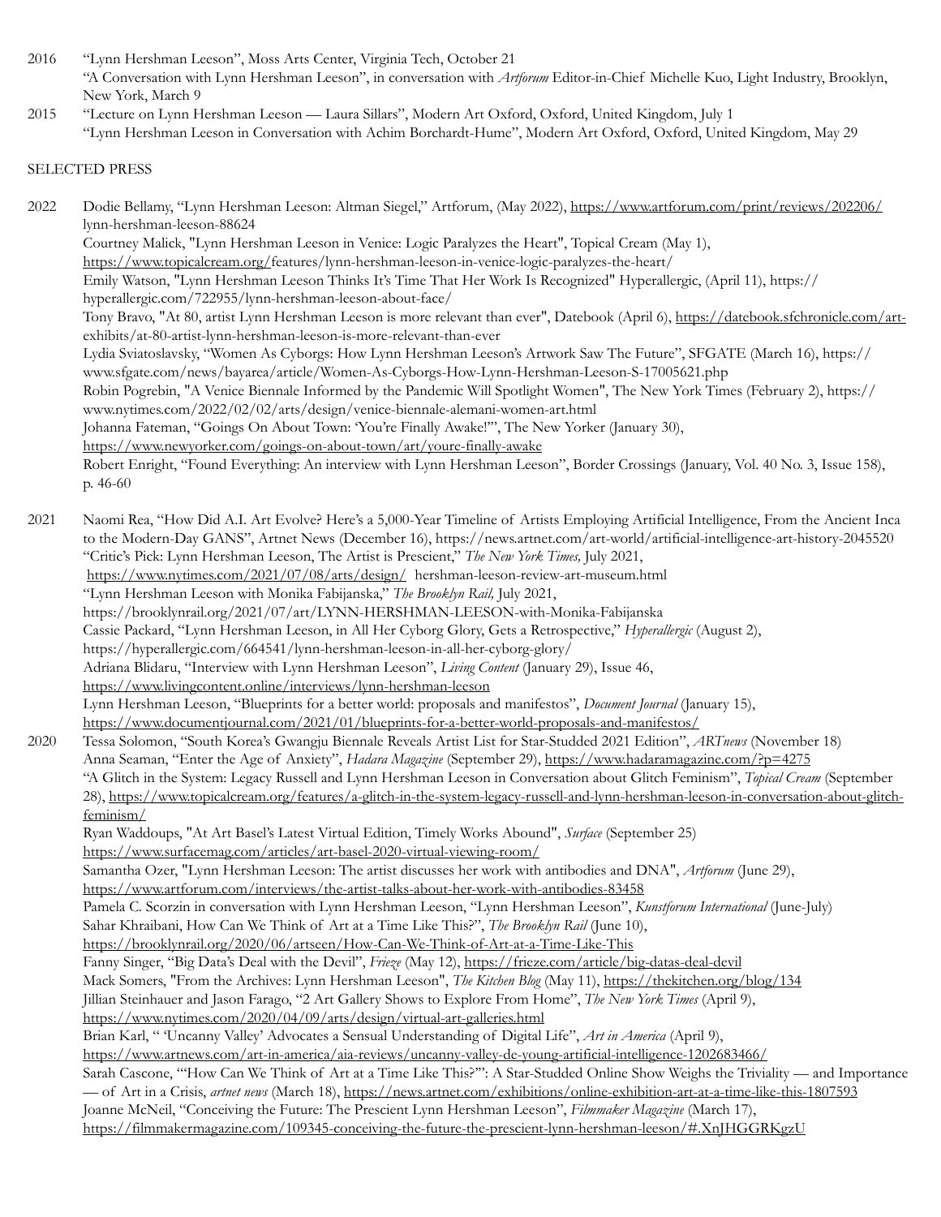2016 "Lynn Hershman Leeson", Moss Arts Center, Virginia Tech, October 21
"A Conversation with Lynn Hershman Leeson", in conversation with *Artforum* Editor-in-Chief Michelle Kuo, Light Industry, Brooklyn, New York, March 9

2015 "Lecture on Lynn Hershman Leeson — Laura Sillars", Modern Art Oxford, Oxford, United Kingdom, July 1
"Lynn Hershman Leeson in Conversation with Achim Borchardt-Hume", Modern Art Oxford, Oxford, United Kingdom, May 29

## SELECTED PRESS

2022 Dodie Bellamy, "Lynn Hershman Leeson: Altman Siegel," Artforum, (May 2022), https://www.artforum.com/print/reviews/202206/lynn-hershman-leeson-88624
Courtney Malick, "Lynn Hershman Leeson in Venice: Logic Paralyzes the Heart", Topical Cream (May 1), https://www.topicalcream.org/features/lynn-hershman-leeson-in-venice-logic-paralyzes-the-heart/
Emily Watson, "Lynn Hershman Leeson Thinks It's Time That Her Work Is Recognized" Hyperallergic, (April 11), https://hyperallergic.com/722955/lynn-hershman-leeson-about-face/
Tony Bravo, "At 80, artist Lynn Hershman Leeson is more relevant than ever", Datebook (April 6), https://datebook.sfchronicle.com/art-exhibits/at-80-artist-lynn-hershman-leeson-is-more-relevant-than-ever
Lydia Sviatoslavsky, "Women As Cyborgs: How Lynn Hershman Leeson's Artwork Saw The Future", SFGATE (March 16), https://www.sfgate.com/news/bayarea/article/Women-As-Cyborgs-How-Lynn-Hershman-Leeson-S-17005621.php
Robin Pogrebin, "A Venice Biennale Informed by the Pandemic Will Spotlight Women", The New York Times (February 2), https://www.nytimes.com/2022/02/02/arts/design/venice-biennale-alemani-women-art.html
Johanna Fateman, "Goings On About Town: 'You're Finally Awake!'", The New Yorker (January 30), https://www.newyorker.com/goings-on-about-town/art/youre-finally-awake
Robert Enright, "Found Everything: An interview with Lynn Hershman Leeson", Border Crossings (January, Vol. 40 No. 3, Issue 158), p. 46-60

2021 Naomi Rea, "How Did A.I. Art Evolve? Here's a 5,000-Year Timeline of Artists Employing Artificial Intelligence, From the Ancient Inca to the Modern-Day GANS", Artnet News (December 16), https://news.artnet.com/art-world/artificial-intelligence-art-history-2045520
"Critic's Pick: Lynn Hershman Leeson, The Artist is Prescient," *The New York Times,* July 2021, https://www.nytimes.com/2021/07/08/arts/design/ hershman-leeson-review-art-museum.html
"Lynn Hershman Leeson with Monika Fabijanska," *The Brooklyn Rail,* July 2021, https://brooklynrail.org/2021/07/art/LYNN-HERSHMAN-LEESON-with-Monika-Fabijanska
Cassie Packard, "Lynn Hershman Leeson, in All Her Cyborg Glory, Gets a Retrospective," *Hyperallergic* (August 2), https://hyperallergic.com/664541/lynn-hershman-leeson-in-all-her-cyborg-glory/
Adriana Blidaru, "Interview with Lynn Hershman Leeson", *Living Content* (January 29), Issue 46, https://www.livingcontent.online/interviews/lynn-hershman-leeson
Lynn Hershman Leeson, "Blueprints for a better world: proposals and manifestos", *Document Journal* (January 15), https://www.documentjournal.com/2021/01/blueprints-for-a-better-world-proposals-and-manifestos/

2020 Tessa Solomon, "South Korea's Gwangju Biennale Reveals Artist List for Star-Studded 2021 Edition", *ARTnews* (November 18)
Anna Seaman, "Enter the Age of Anxiety", *Hadara Magazine* (September 29), https://www.hadaramagazine.com/?p=4275
"A Glitch in the System: Legacy Russell and Lynn Hershman Leeson in Conversation about Glitch Feminism", *Topical Cream* (September 28), https://www.topicalcream.org/features/a-glitch-in-the-system-legacy-russell-and-lynn-hershman-leeson-in-conversation-about-glitch-feminism/
Ryan Waddoups, "At Art Basel's Latest Virtual Edition, Timely Works Abound", *Surface* (September 25) https://www.surfacemag.com/articles/art-basel-2020-virtual-viewing-room/
Samantha Ozer, "Lynn Hershman Leeson: The artist discusses her work with antibodies and DNA", *Artforum* (June 29), https://www.artforum.com/interviews/the-artist-talks-about-her-work-with-antibodies-83458
Pamela C. Scorzin in conversation with Lynn Hershman Leeson, "Lynn Hershman Leeson", *Kunstforum International* (June-July)
Sahar Khraibani, How Can We Think of Art at a Time Like This?", *The Brooklyn Rail* (June 10), https://brooklynrail.org/2020/06/artseen/How-Can-We-Think-of-Art-at-a-Time-Like-This
Fanny Singer, "Big Data's Deal with the Devil", *Frieze* (May 12), https://frieze.com/article/big-datas-deal-devil
Mack Somers, "From the Archives: Lynn Hershman Leeson", *The Kitchen Blog* (May 11), https://thekitchen.org/blog/134
Jillian Steinhauer and Jason Farago, "2 Art Gallery Shows to Explore From Home", *The New York Times* (April 9), https://www.nytimes.com/2020/04/09/arts/design/virtual-art-galleries.html
Brian Karl, " 'Uncanny Valley' Advocates a Sensual Understanding of Digital Life", *Art in America* (April 9), https://www.artnews.com/art-in-america/aia-reviews/uncanny-valley-de-young-artificial-intelligence-1202683466/
Sarah Cascone, '"How Can We Think of Art at a Time Like This?"': A Star-Studded Online Show Weighs the Triviality — and Importance — of Art in a Crisis, *artnet news* (March 18), https://news.artnet.com/exhibitions/online-exhibition-art-at-a-time-like-this-1807593
Joanne McNeil, "Conceiving the Future: The Prescient Lynn Hershman Leeson", *Filmmaker Magazine* (March 17), https://filmmakermagazine.com/109345-conceiving-the-future-the-prescient-lynn-hershman-leeson/#.XnJHGGRKgzU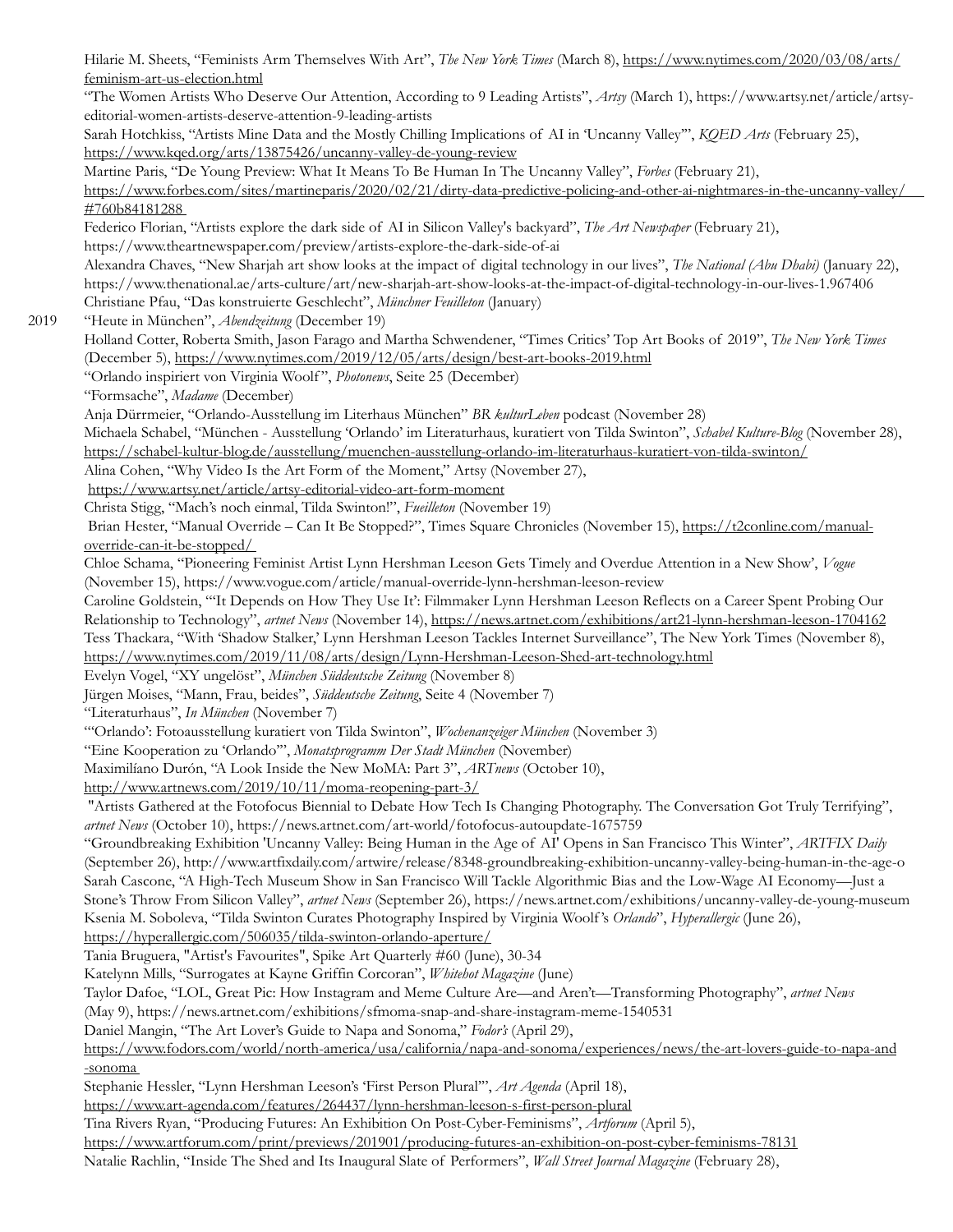Hilarie M. Sheets, "Feminists Arm Themselves With Art", *The New York Times* (March 8), https://www.nytimes.com/2020/03/08/arts/feminism-art-us-election.html

"The Women Artists Who Deserve Our Attention, According to 9 Leading Artists", *Artsy* (March 1), https://www.artsy.net/article/artsy-editorial-women-artists-deserve-attention-9-leading-artists

Sarah Hotchkiss, "Artists Mine Data and the Mostly Chilling Implications of AI in 'Uncanny Valley'", *KQED Arts* (February 25), https://www.kqed.org/arts/13875426/uncanny-valley-de-young-review

Martine Paris, "De Young Preview: What It Means To Be Human In The Uncanny Valley", *Forbes* (February 21), https://www.forbes.com/sites/martineparis/2020/02/21/dirty-data-predictive-policing-and-other-ai-nightmares-in-the-uncanny-valley/#760b84181288

Federico Florian, "Artists explore the dark side of AI in Silicon Valley's backyard", *The Art Newspaper* (February 21), https://www.theartnewspaper.com/preview/artists-explore-the-dark-side-of-ai

Alexandra Chaves, "New Sharjah art show looks at the impact of digital technology in our lives", *The National (Abu Dhabi)* (January 22), https://www.thenational.ae/arts-culture/art/new-sharjah-art-show-looks-at-the-impact-of-digital-technology-in-our-lives-1.967406

Christiane Pfau, "Das konstruierte Geschlecht", *Münchner Feuilleton* (January)

2019

"Heute in München", *Abendzeitung* (December 19)

Holland Cotter, Roberta Smith, Jason Farago and Martha Schwendener, "Times Critics' Top Art Books of 2019", *The New York Times* (December 5), https://www.nytimes.com/2019/12/05/arts/design/best-art-books-2019.html

"Orlando inspiriert von Virginia Woolf", *Photonews*, Seite 25 (December)

"Formsache", *Madame* (December)

Anja Dürrmeier, "Orlando-Ausstellung im Literhaus München" *BR kulturLeben* podcast (November 28)

Michaela Schabel, "München - Ausstellung 'Orlando' im Literaturhaus, kuratiert von Tilda Swinton", *Schabel Kulture-Blog* (November 28), https://schabel-kultur-blog.de/ausstellung/muenchen-ausstellung-orlando-im-literaturhaus-kuratiert-von-tilda-swinton/

Alina Cohen, "Why Video Is the Art Form of the Moment," Artsy (November 27), https://www.artsy.net/article/artsy-editorial-video-art-form-moment

Christa Stigg, "Mach's noch einmal, Tilda Swinton!", *Fueilleton* (November 19)

Brian Hester, "Manual Override – Can It Be Stopped?", Times Square Chronicles (November 15), https://t2conline.com/manual-override-can-it-be-stopped/

Chloe Schama, "Pioneering Feminist Artist Lynn Hershman Leeson Gets Timely and Overdue Attention in a New Show', *Vogue* (November 15), https://www.vogue.com/article/manual-override-lynn-hershman-leeson-review

Caroline Goldstein, "'It Depends on How They Use It': Filmmaker Lynn Hershman Leeson Reflects on a Career Spent Probing Our Relationship to Technology", *artnet News* (November 14), https://news.artnet.com/exhibitions/art21-lynn-hershman-leeson-1704162

Tess Thackara, "With 'Shadow Stalker,' Lynn Hershman Leeson Tackles Internet Surveillance", The New York Times (November 8), https://www.nytimes.com/2019/11/08/arts/design/Lynn-Hershman-Leeson-Shed-art-technology.html

Evelyn Vogel, "XY ungelöst", *München Süddeutsche Zeitung* (November 8)

Jürgen Moises, "Mann, Frau, beides", *Süddeutsche Zeitung*, Seite 4 (November 7)

"Literaturhaus", *In München* (November 7)

"'Orlando': Fotoausstellung kuratiert von Tilda Swinton", *Wochenanzeiger München* (November 3)

"Eine Kooperation zu 'Orlando'", *Monatsprogramm Der Stadt München* (November)

Maximilíano Durón, "A Look Inside the New MoMA: Part 3", *ARTnews* (October 10), http://www.artnews.com/2019/10/11/moma-reopening-part-3/

"Artists Gathered at the Fotofocus Biennial to Debate How Tech Is Changing Photography. The Conversation Got Truly Terrifying", *artnet News* (October 10), https://news.artnet.com/art-world/fotofocus-autoupdate-1675759

"Groundbreaking Exhibition 'Uncanny Valley: Being Human in the Age of AI' Opens in San Francisco This Winter", *ARTFIX Daily* (September 26), http://www.artfixdaily.com/artwire/release/8348-groundbreaking-exhibition-uncanny-valley-being-human-in-the-age-o

Sarah Cascone, "A High-Tech Museum Show in San Francisco Will Tackle Algorithmic Bias and the Low-Wage AI Economy—Just a Stone's Throw From Silicon Valley", *artnet News* (September 26), https://news.artnet.com/exhibitions/uncanny-valley-de-young-museum

Ksenia M. Soboleva, "Tilda Swinton Curates Photography Inspired by Virginia Woolf's *Orlando*", *Hyperallergic* (June 26), https://hyperallergic.com/506035/tilda-swinton-orlando-aperture/

Tania Bruguera, "Artist's Favourites", Spike Art Quarterly #60 (June), 30-34

Katelynn Mills, "Surrogates at Kayne Griffin Corcoran", *Whitehot Magazine* (June)

Taylor Dafoe, "LOL, Great Pic: How Instagram and Meme Culture Are—and Aren't—Transforming Photography", *artnet News* (May 9), https://news.artnet.com/exhibitions/sfmoma-snap-and-share-instagram-meme-1540531

Daniel Mangin, "The Art Lover's Guide to Napa and Sonoma," *Fodor's* (April 29), https://www.fodors.com/world/north-america/usa/california/napa-and-sonoma/experiences/news/the-art-lovers-guide-to-napa-and-sonoma

Stephanie Hessler, "Lynn Hershman Leeson's 'First Person Plural'", *Art Agenda* (April 18), https://www.art-agenda.com/features/264437/lynn-hershman-leeson-s-first-person-plural

Tina Rivers Ryan, "Producing Futures: An Exhibition On Post-Cyber-Feminisms", *Artforum* (April 5), https://www.artforum.com/print/previews/201901/producing-futures-an-exhibition-on-post-cyber-feminisms-78131

Natalie Rachlin, "Inside The Shed and Its Inaugural Slate of Performers", *Wall Street Journal Magazine* (February 28),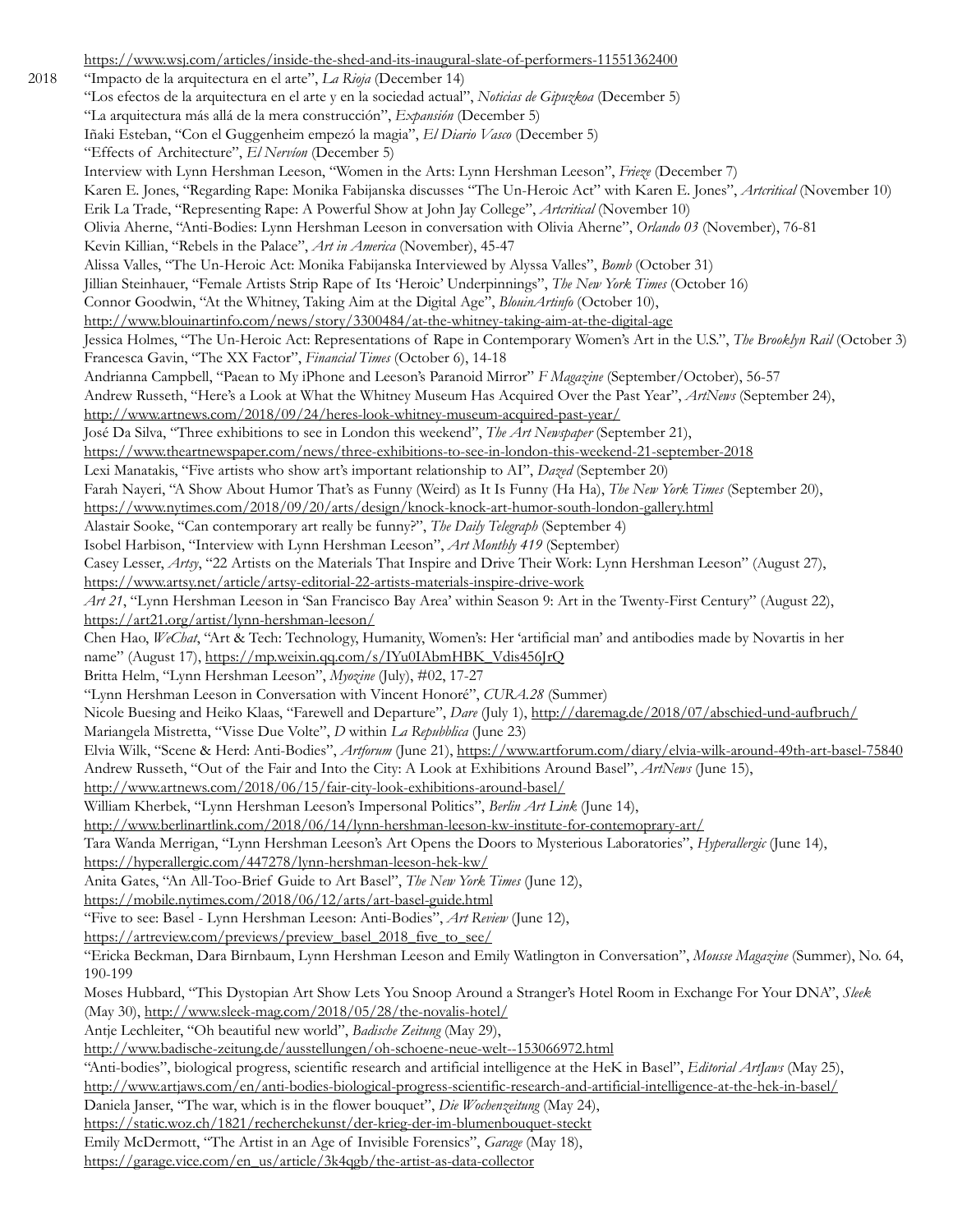https://www.wsj.com/articles/inside-the-shed-and-its-inaugural-slate-of-performers-11551362400

2018 "Impacto de la arquitectura en el arte", *La Rioja* (December 14)
"Los efectos de la arquitectura en el arte y en la sociedad actual", *Noticias de Gipuzkoa* (December 5)
"La arquitectura más allá de la mera construcción", *Expansión* (December 5)
Iñaki Esteban, "Con el Guggenheim empezó la magia", *El Diario Vasco* (December 5)
"Effects of Architecture", *El Nervíon* (December 5)
Interview with Lynn Hershman Leeson, "Women in the Arts: Lynn Hershman Leeson", *Frieze* (December 7)
Karen E. Jones, "Regarding Rape: Monika Fabijanska discusses "The Un-Heroic Act" with Karen E. Jones", *Artcritical* (November 10)
Erik La Trade, "Representing Rape: A Powerful Show at John Jay College", *Artcritical* (November 10)
Olivia Aherne, "Anti-Bodies: Lynn Hershman Leeson in conversation with Olivia Aherne", *Orlando 03* (November), 76-81
Kevin Killian, "Rebels in the Palace", *Art in America* (November), 45-47
Alissa Valles, "The Un-Heroic Act: Monika Fabijanska Interviewed by Alyssa Valles", *Bomb* (October 31)
Jillian Steinhauer, "Female Artists Strip Rape of Its 'Heroic' Underpinnings", *The New York Times* (October 16)
Connor Goodwin, "At the Whitney, Taking Aim at the Digital Age", *BlouinArtinfo* (October 10), http://www.blouinartinfo.com/news/story/3300484/at-the-whitney-taking-aim-at-the-digital-age
Jessica Holmes, "The Un-Heroic Act: Representations of Rape in Contemporary Women's Art in the U.S.", *The Brooklyn Rail* (October 3)
Francesca Gavin, "The XX Factor", *Financial Times* (October 6), 14-18
Andrianna Campbell, "Paean to My iPhone and Leeson's Paranoid Mirror" *F Magazine* (September/October), 56-57
Andrew Russeth, "Here's a Look at What the Whitney Museum Has Acquired Over the Past Year", *ArtNews* (September 24), http://www.artnews.com/2018/09/24/heres-look-whitney-museum-acquired-past-year/
José Da Silva, "Three exhibitions to see in London this weekend", *The Art Newspaper* (September 21), https://www.theartnewspaper.com/news/three-exhibitions-to-see-in-london-this-weekend-21-september-2018
Lexi Manatakis, "Five artists who show art's important relationship to AI", *Dazed* (September 20)
Farah Nayeri, "A Show About Humor That's as Funny (Weird) as It Is Funny (Ha Ha), *The New York Times* (September 20), https://www.nytimes.com/2018/09/20/arts/design/knock-knock-art-humor-south-london-gallery.html
Alastair Sooke, "Can contemporary art really be funny?", *The Daily Telegraph* (September 4)
Isobel Harbison, "Interview with Lynn Hershman Leeson", *Art Monthly 419* (September)
Casey Lesser, *Artsy*, "22 Artists on the Materials That Inspire and Drive Their Work: Lynn Hershman Leeson" (August 27), https://www.artsy.net/article/artsy-editorial-22-artists-materials-inspire-drive-work
*Art 21*, "Lynn Hershman Leeson in 'San Francisco Bay Area' within Season 9: Art in the Twenty-First Century" (August 22), https://art21.org/artist/lynn-hershman-leeson/
Chen Hao, *WeChat*, "Art & Tech: Technology, Humanity, Women's: Her 'artificial man' and antibodies made by Novartis in her name" (August 17), https://mp.weixin.qq.com/s/IYu0IAbmHBK_Vdis456JrQ
Britta Helm, "Lynn Hershman Leeson", *Myozine* (July), #02, 17-27
"Lynn Hershman Leeson in Conversation with Vincent Honoré", *CURA.28* (Summer)
Nicole Buesing and Heiko Klaas, "Farewell and Departure", *Dare* (July 1), http://daremag.de/2018/07/abschied-und-aufbruch/
Mariangela Mistretta, "Visse Due Volte", *D* within *La Repubblica* (June 23)
Elvia Wilk, "Scene & Herd: Anti-Bodies", *Artforum* (June 21), https://www.artforum.com/diary/elvia-wilk-around-49th-art-basel-75840
Andrew Russeth, "Out of the Fair and Into the City: A Look at Exhibitions Around Basel", *ArtNews* (June 15), http://www.artnews.com/2018/06/15/fair-city-look-exhibitions-around-basel/
William Kherbek, "Lynn Hershman Leeson's Impersonal Politics", *Berlin Art Link* (June 14), http://www.berlinartlink.com/2018/06/14/lynn-hershman-leeson-kw-institute-for-contemoprary-art/
Tara Wanda Merrigan, "Lynn Hershman Leeson's Art Opens the Doors to Mysterious Laboratories", *Hyperallergic* (June 14), https://hyperallergic.com/447278/lynn-hershman-leeson-hek-kw/
Anita Gates, "An All-Too-Brief Guide to Art Basel", *The New York Times* (June 12), https://mobile.nytimes.com/2018/06/12/arts/art-basel-guide.html
"Five to see: Basel - Lynn Hershman Leeson: Anti-Bodies", *Art Review* (June 12), https://artreview.com/previews/preview_basel_2018_five_to_see/
"Ericka Beckman, Dara Birnbaum, Lynn Hershman Leeson and Emily Watlington in Conversation", *Mousse Magazine* (Summer), No. 64, 190-199
Moses Hubbard, "This Dystopian Art Show Lets You Snoop Around a Stranger's Hotel Room in Exchange For Your DNA", *Sleek* (May 30), http://www.sleek-mag.com/2018/05/28/the-novalis-hotel/
Antje Lechleiter, "Oh beautiful new world", *Badische Zeitung* (May 29), http://www.badische-zeitung.de/ausstellungen/oh-schoene-neue-welt--153066972.html
"Anti-bodies", biological progress, scientific research and artificial intelligence at the HeK in Basel", *Editorial ArtJaws* (May 25), http://www.artjaws.com/en/anti-bodies-biological-progress-scientific-research-and-artificial-intelligence-at-the-hek-in-basel/
Daniela Janser, "The war, which is in the flower bouquet", *Die Wochenzeitung* (May 24), https://static.woz.ch/1821/recherchekunst/der-krieg-der-im-blumenbouquet-steckt
Emily McDermott, "The Artist in an Age of Invisible Forensics", *Garage* (May 18), https://garage.vice.com/en_us/article/3k4qgb/the-artist-as-data-collector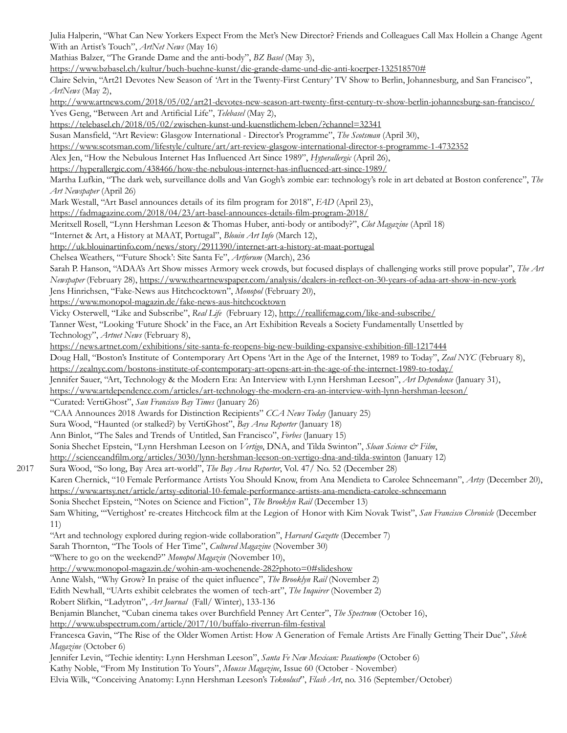Julia Halperin, "What Can New Yorkers Expect From the Met's New Director? Friends and Colleagues Call Max Hollein a Change Agent With an Artist's Touch", *ArtNet News* (May 16)

Mathias Balzer, "The Grande Dame and the anti-body", *BZ Basel* (May 3), https://www.bzbasel.ch/kultur/buch-buehne-kunst/die-grande-dame-und-die-anti-koerper-132518570#

Claire Selvin, "Art21 Devotes New Season of 'Art in the Twenty-First Century' TV Show to Berlin, Johannesburg, and San Francisco", *ArtNews* (May 2), http://www.artnews.com/2018/05/02/art21-devotes-new-season-art-twenty-first-century-tv-show-berlin-johannesburg-san-francisco/

Yves Geng, "Between Art and Artificial Life", *Telebasel* (May 2), https://telebasel.ch/2018/05/02/zwischen-kunst-und-kuenstlichem-leben/?channel=32341

Susan Mansfield, "Art Review: Glasgow International - Director's Programme", *The Scotsman* (April 30), https://www.scotsman.com/lifestyle/culture/art/art-review-glasgow-international-director-s-programme-1-4732352

Alex Jen, "How the Nebulous Internet Has Influenced Art Since 1989", *Hyperallergic* (April 26), https://hyperallergic.com/438466/how-the-nebulous-internet-has-influenced-art-since-1989/

Martha Lufkin, "The dark web, surveillance dolls and Van Gogh's zombie ear: technology's role in art debated at Boston conference", *The Art Newspaper* (April 26)

Mark Westall, "Art Basel announces details of its film program for 2018", *FAD* (April 23), https://fadmagazine.com/2018/04/23/art-basel-announces-details-film-program-2018/

Meritxell Rosell, "Lynn Hershman Leeson & Thomas Huber, anti-body or antibody?", *Clot Magazine* (April 18)

"Internet & Art, a History at MAAT, Portugal", *Blouin Art Info* (March 12), http://uk.blouinartinfo.com/news/story/2911390/internet-art-a-history-at-maat-portugal

Chelsea Weathers, "'Future Shock': Site Santa Fe", *Artforum* (March), 236

Sarah P. Hanson, "ADAA's Art Show misses Armory week crowds, but focused displays of challenging works still prove popular", *The Art Newspaper* (February 28), https://www.theartnewspaper.com/analysis/dealers-in-reflect-on-30-years-of-adaa-art-show-in-new-york

Jens Hinrichsen, "Fake-News aus Hitchcocktown", *Monopol* (February 20), https://www.monopol-magazin.de/fake-news-aus-hitchcocktown

Vicky Osterwell, "Like and Subscribe", *Real Life* (February 12), http://reallifemag.com/like-and-subscribe/

Tanner West, "Looking 'Future Shock' in the Face, an Art Exhibition Reveals a Society Fundamentally Unsettled by Technology", *Artnet News* (February 8), https://news.artnet.com/exhibitions/site-santa-fe-reopens-big-new-building-expansive-exhibition-fill-1217444

Doug Hall, "Boston's Institute of Contemporary Art Opens 'Art in the Age of the Internet, 1989 to Today", *Zeal NYC* (February 8), https://zealnyc.com/bostons-institute-of-contemporary-art-opens-art-in-the-age-of-the-internet-1989-to-today/

Jennifer Sauer, "Art, Technology & the Modern Era: An Interview with Lynn Hershman Leeson", *Art Dependence* (January 31), https://www.artdependence.com/articles/art-technology-the-modern-era-an-interview-with-lynn-hershman-leeson/

"Curated: VertiGhost", *San Francisco Bay Times* (January 26)

"CAA Announces 2018 Awards for Distinction Recipients" *CCA News Today* (January 25)

Sura Wood, "Haunted (or stalked?) by VertiGhost", *Bay Area Reporter* (January 18)

Ann Binlot, "The Sales and Trends of Untitled, San Francisco", *Forbes* (January 15)

Sonia Shechet Epstein, "Lynn Hershman Leeson on *Vertigo*, DNA, and Tilda Swinton", *Sloan Science & Film*, http://scienceandfilm.org/articles/3030/lynn-hershman-leeson-on-vertigo-dna-and-tilda-swinton (January 12)

2017

Sura Wood, "So long, Bay Area art-world", *The Bay Area Reporter*, Vol. 47/ No. 52 (December 28)

Karen Chernick, "10 Female Performance Artists You Should Know, from Ana Mendieta to Carolee Schneemann", *Artsy* (December 20), https://www.artsy.net/article/artsy-editorial-10-female-performance-artists-ana-mendieta-carolee-schneemann

Sonia Shechet Epstein, "Notes on Science and Fiction", *The Brooklyn Rail* (December 13)

Sam Whiting, "'Vertighost' re-creates Hitchcock film at the Legion of Honor with Kim Novak Twist", *San Francisco Chronicle* (December 11)

"Art and technology explored during region-wide collaboration", *Harvard Gazette* (December 7)

Sarah Thornton, "The Tools of Her Time", *Cultured Magazine* (November 30)

"Where to go on the weekend?" *Monopol Magazin* (November 10), http://www.monopol-magazin.de/wohin-am-wochenende-282?photo=0#slideshow

Anne Walsh, "Why Grow? In praise of the quiet influence", *The Brooklyn Rail* (November 2)

Edith Newhall, "UArts exhibit celebrates the women of tech-art", *The Inquirer* (November 2)

Robert Slifkin, "Ladytron", *Art Journal* (Fall/ Winter), 133-136

Benjamin Blanchet, "Cuban cinema takes over Burchfield Penney Art Center", *The Spectrum* (October 16), http://www.ubspectrum.com/article/2017/10/buffalo-riverrun-film-festival

Francesca Gavin, "The Rise of the Older Women Artist: How A Generation of Female Artists Are Finally Getting Their Due", *Sleek Magazine* (October 6)

Jennifer Levin, "Techie identity: Lynn Hershman Leeson", *Santa Fe New Mexican: Pasatiempo* (October 6)

Kathy Noble, "From My Institution To Yours", *Mousse Magazine*, Issue 60 (October - November)

Elvia Wilk, "Conceiving Anatomy: Lynn Hershman Leeson's *Teknolust*", *Flash Art*, no. 316 (September/October)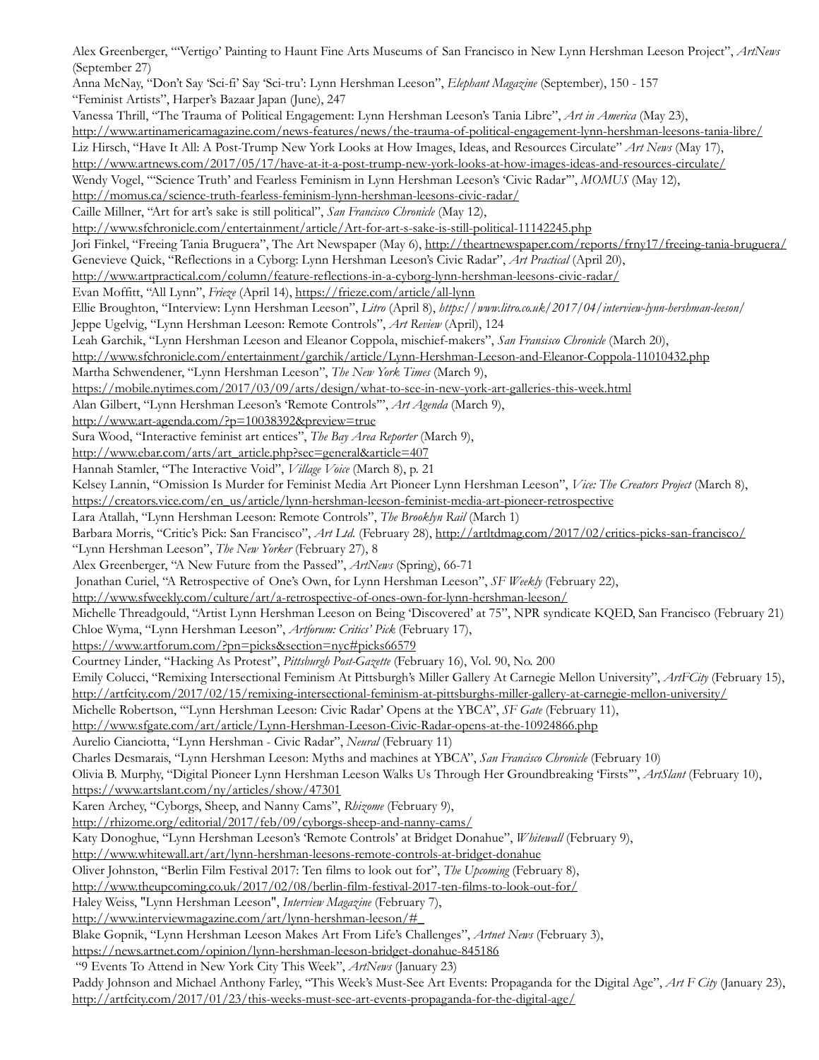Alex Greenberger, "'Vertigo' Painting to Haunt Fine Arts Museums of San Francisco in New Lynn Hershman Leeson Project", *ArtNews* (September 27)

Anna McNay, "Don't Say 'Sci-fi' Say 'Sci-tru': Lynn Hershman Leeson", *Elephant Magazine* (September), 150 - 157

"Feminist Artists", Harper's Bazaar Japan (June), 247

Vanessa Thrill, "The Trauma of Political Engagement: Lynn Hershman Leeson's Tania Libre", *Art in America* (May 23), http://www.artinamericamagazine.com/news-features/news/the-trauma-of-political-engagement-lynn-hershman-leesons-tania-libre/

Liz Hirsch, "Have It All: A Post-Trump New York Looks at How Images, Ideas, and Resources Circulate" *Art News* (May 17), http://www.artnews.com/2017/05/17/have-at-it-a-post-trump-new-york-looks-at-how-images-ideas-and-resources-circulate/

Wendy Vogel, "'Science Truth' and Fearless Feminism in Lynn Hershman Leeson's 'Civic Radar'", *MOMUS* (May 12), http://momus.ca/science-truth-fearless-feminism-lynn-hershman-leesons-civic-radar/

Caille Millner, "Art for art's sake is still political", *San Francisco Chronicle* (May 12), http://www.sfchronicle.com/entertainment/article/Art-for-art-s-sake-is-still-political-11142245.php

Jori Finkel, "Freeing Tania Bruguera", The Art Newspaper (May 6), http://theartnewspaper.com/reports/frny17/freeing-tania-bruguera/

Genevieve Quick, "Reflections in a Cyborg: Lynn Hershman Leeson's Civic Radar", *Art Practical* (April 20), http://www.artpractical.com/column/feature-reflections-in-a-cyborg-lynn-hershman-leesons-civic-radar/

Evan Moffitt, "All Lynn", *Frieze* (April 14), https://frieze.com/article/all-lynn

Ellie Broughton, "Interview: Lynn Hershman Leeson", *Litro* (April 8), *https://www.litro.co.uk/2017/04/interview-lynn-hershman-leeson/*

Jeppe Ugelvig, "Lynn Hershman Leeson: Remote Controls", *Art Review* (April), 124

Leah Garchik, "Lynn Hershman Leeson and Eleanor Coppola, mischief-makers", *San Fransisco Chronicle* (March 20), http://www.sfchronicle.com/entertainment/garchik/article/Lynn-Hershman-Leeson-and-Eleanor-Coppola-11010432.php

Martha Schwendener, "Lynn Hershman Leeson", *The New York Times* (March 9), https://mobile.nytimes.com/2017/03/09/arts/design/what-to-see-in-new-york-art-galleries-this-week.html

Alan Gilbert, "Lynn Hershman Leeson's 'Remote Controls'", *Art Agenda* (March 9), http://www.art-agenda.com/?p=10038392&preview=true

Sura Wood, "Interactive feminist art entices", *The Bay Area Reporter* (March 9), http://www.ebar.com/arts/art_article.php?sec=general&article=407

Hannah Stamler, "The Interactive Void", *Village Voice* (March 8), p. 21

Kelsey Lannin, "Omission Is Murder for Feminist Media Art Pioneer Lynn Hershman Leeson", *Vice: The Creators Project* (March 8), https://creators.vice.com/en_us/article/lynn-hershman-leeson-feminist-media-art-pioneer-retrospective

Lara Atallah, "Lynn Hershman Leeson: Remote Controls", *The Brooklyn Rail* (March 1)

Barbara Morris, "Critic's Pick: San Francisco", *Art Ltd.* (February 28), http://artltdmag.com/2017/02/critics-picks-san-francisco/

"Lynn Hershman Leeson", *The New Yorker* (February 27), 8

Alex Greenberger, "A New Future from the Passed", *ArtNews* (Spring), 66-71

Jonathan Curiel, "A Retrospective of One's Own, for Lynn Hershman Leeson", *SF Weekly* (February 22), http://www.sfweekly.com/culture/art/a-retrospective-of-ones-own-for-lynn-hershman-leeson/

Michelle Threadgould, "Artist Lynn Hershman Leeson on Being 'Discovered' at 75", NPR syndicate KQED, San Francisco (February 21)

Chloe Wyma, "Lynn Hershman Leeson", *Artforum: Critics' Pick* (February 17), https://www.artforum.com/?pn=picks&section=nyc#picks66579

Courtney Linder, "Hacking As Protest", *Pittsburgh Post-Gazette* (February 16), Vol. 90, No. 200

Emily Colucci, "Remixing Intersectional Feminism At Pittsburgh's Miller Gallery At Carnegie Mellon University", *ArtFCity* (February 15), http://artfcity.com/2017/02/15/remixing-intersectional-feminism-at-pittsburghs-miller-gallery-at-carnegie-mellon-university/

Michelle Robertson, "'Lynn Hershman Leeson: Civic Radar' Opens at the YBCA", *SF Gate* (February 11), http://www.sfgate.com/art/article/Lynn-Hershman-Leeson-Civic-Radar-opens-at-the-10924866.php

Aurelio Cianciotta, "Lynn Hershman - Civic Radar", *Neural* (February 11)

Charles Desmarais, "Lynn Hershman Leeson: Myths and machines at YBCA", *San Francisco Chronicle* (February 10)

Olivia B. Murphy, "Digital Pioneer Lynn Hershman Leeson Walks Us Through Her Groundbreaking 'Firsts'", *ArtSlant* (February 10), https://www.artslant.com/ny/articles/show/47301

Karen Archey, "Cyborgs, Sheep, and Nanny Cams", *Rhizome* (February 9), http://rhizome.org/editorial/2017/feb/09/cyborgs-sheep-and-nanny-cams/

Katy Donoghue, "Lynn Hershman Leeson's 'Remote Controls' at Bridget Donahue", *Whitewall* (February 9), http://www.whitewall.art/art/lynn-hershman-leesons-remote-controls-at-bridget-donahue

Oliver Johnston, "Berlin Film Festival 2017: Ten films to look out for", *The Upcoming* (February 8), http://www.theupcoming.co.uk/2017/02/08/berlin-film-festival-2017-ten-films-to-look-out-for/

Haley Weiss, "Lynn Hershman Leeson", *Interview Magazine* (February 7), http://www.interviewmagazine.com/art/lynn-hershman-leeson/#_

Blake Gopnik, "Lynn Hershman Leeson Makes Art From Life's Challenges", *Artnet News* (February 3), https://news.artnet.com/opinion/lynn-hershman-leeson-bridget-donahue-845186

"9 Events To Attend in New York City This Week", *ArtNews* (January 23)

Paddy Johnson and Michael Anthony Farley, "This Week's Must-See Art Events: Propaganda for the Digital Age", *Art F City* (January 23), http://artfcity.com/2017/01/23/this-weeks-must-see-art-events-propaganda-for-the-digital-age/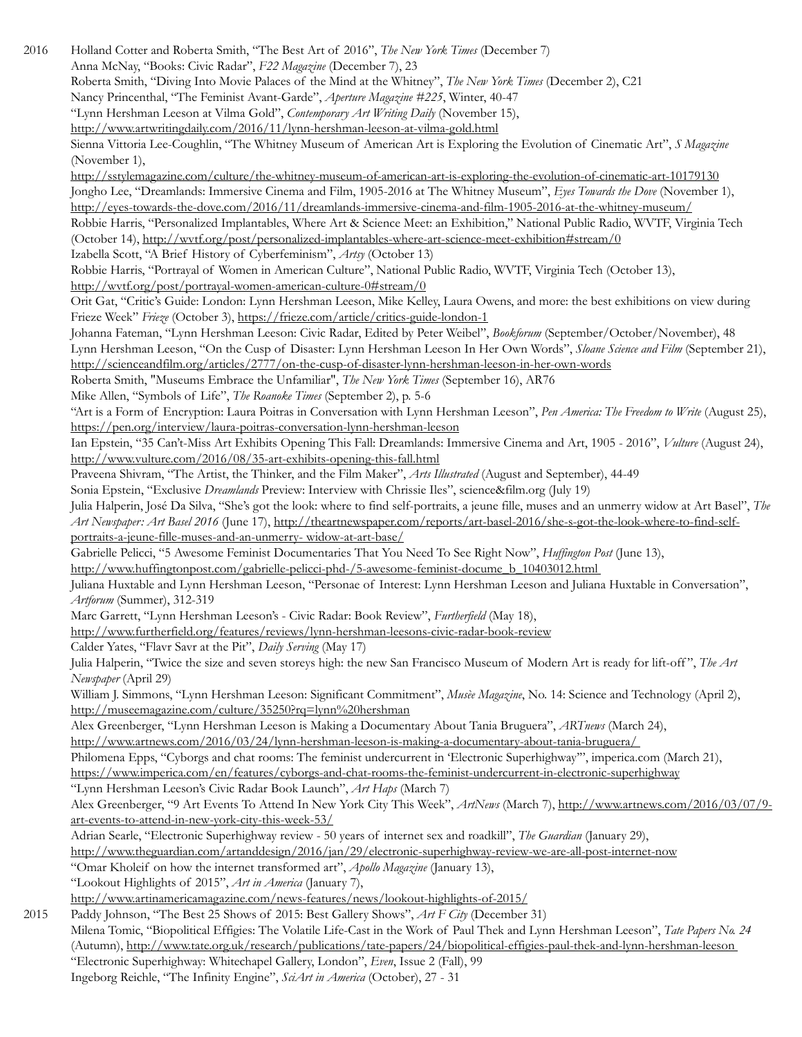2016 Holland Cotter and Roberta Smith, "The Best Art of 2016", *The New York Times* (December 7)
Anna McNay, "Books: Civic Radar", *F22 Magazine* (December 7), 23
Roberta Smith, "Diving Into Movie Palaces of the Mind at the Whitney", *The New York Times* (December 2), C21
Nancy Princenthal, "The Feminist Avant-Garde", *Aperture Magazine #225*, Winter, 40-47
"Lynn Hershman Leeson at Vilma Gold", *Contemporary Art Writing Daily* (November 15), http://www.artwritingdaily.com/2016/11/lynn-hershman-leeson-at-vilma-gold.html
Sienna Vittoria Lee-Coughlin, "The Whitney Museum of American Art is Exploring the Evolution of Cinematic Art", *S Magazine* (November 1), http://sstylemagazine.com/culture/the-whitney-museum-of-american-art-is-exploring-the-evolution-of-cinematic-art-10179130
Jongho Lee, "Dreamlands: Immersive Cinema and Film, 1905-2016 at The Whitney Museum", *Eyes Towards the Dove* (November 1), http://eyes-towards-the-dove.com/2016/11/dreamlands-immersive-cinema-and-film-1905-2016-at-the-whitney-museum/
Robbie Harris, "Personalized Implantables, Where Art & Science Meet: an Exhibition," National Public Radio, WVTF, Virginia Tech (October 14), http://wvtf.org/post/personalized-implantables-where-art-science-meet-exhibition#stream/0
Izabella Scott, "A Brief History of Cyberfeminism", *Artsy* (October 13)
Robbie Harris, "Portrayal of Women in American Culture", National Public Radio, WVTF, Virginia Tech (October 13), http://wvtf.org/post/portrayal-women-american-culture-0#stream/0
Orit Gat, "Critic's Guide: London: Lynn Hershman Leeson, Mike Kelley, Laura Owens, and more: the best exhibitions on view during Frieze Week" *Frieze* (October 3), https://frieze.com/article/critics-guide-london-1
Johanna Fateman, "Lynn Hershman Leeson: Civic Radar, Edited by Peter Weibel", *Bookforum* (September/October/November), 48
Lynn Hershman Leeson, "On the Cusp of Disaster: Lynn Hershman Leeson In Her Own Words", *Sloane Science and Film* (September 21), http://scienceandfilm.org/articles/2777/on-the-cusp-of-disaster-lynn-hershman-leeson-in-her-own-words
Roberta Smith, "Museums Embrace the Unfamiliar", *The New York Times* (September 16), AR76
Mike Allen, "Symbols of Life", *The Roanoke Times* (September 2), p. 5-6
"Art is a Form of Encryption: Laura Poitras in Conversation with Lynn Hershman Leeson", *Pen America: The Freedom to Write* (August 25), https://pen.org/interview/laura-poitras-conversation-lynn-hershman-leeson
Ian Epstein, "35 Can't-Miss Art Exhibits Opening This Fall: Dreamlands: Immersive Cinema and Art, 1905 - 2016", *Vulture* (August 24), http://www.vulture.com/2016/08/35-art-exhibits-opening-this-fall.html
Praveena Shivram, "The Artist, the Thinker, and the Film Maker", *Arts Illustrated* (August and September), 44-49
Sonia Epstein, "Exclusive *Dreamlands* Preview: Interview with Chrissie Iles", science&film.org (July 19)
Julia Halperin, José Da Silva, "She's got the look: where to find self-portraits, a jeune fille, muses and an unmerry widow at Art Basel", *The Art Newspaper: Art Basel 2016* (June 17), http://theartnewspaper.com/reports/art-basel-2016/she-s-got-the-look-where-to-find-self-portraits-a-jeune-fille-muses-and-an-unmerry- widow-at-art-base/
Gabrielle Pelicci, "5 Awesome Feminist Documentaries That You Need To See Right Now", *Huffington Post* (June 13), http://www.huffingtonpost.com/gabrielle-pelicci-phd-/5-awesome-feminist-docume_b_10403012.html
Juliana Huxtable and Lynn Hershman Leeson, "Personae of Interest: Lynn Hershman Leeson and Juliana Huxtable in Conversation", *Artforum* (Summer), 312-319
Marc Garrett, "Lynn Hershman Leeson's - Civic Radar: Book Review", *Furtherfield* (May 18), http://www.furtherfield.org/features/reviews/lynn-hershman-leesons-civic-radar-book-review
Calder Yates, "Flavr Savr at the Pit", *Daily Serving* (May 17)
Julia Halperin, "Twice the size and seven storeys high: the new San Francisco Museum of Modern Art is ready for lift-off", *The Art Newspaper* (April 29)
William J. Simmons, "Lynn Hershman Leeson: Significant Commitment", *Musèe Magazine*, No. 14: Science and Technology (April 2), http://museemagazine.com/culture/35250?rq=lynn%20hershman
Alex Greenberger, "Lynn Hershman Leeson is Making a Documentary About Tania Bruguera", *ARTnews* (March 24), http://www.artnews.com/2016/03/24/lynn-hershman-leeson-is-making-a-documentary-about-tania-bruguera/
Philomena Epps, "Cyborgs and chat rooms: The feminist undercurrent in 'Electronic Superhighway'", imperica.com (March 21), https://www.imperica.com/en/features/cyborgs-and-chat-rooms-the-feminist-undercurrent-in-electronic-superhighway
"Lynn Hershman Leeson's Civic Radar Book Launch", *Art Haps* (March 7)
Alex Greenberger, "9 Art Events To Attend In New York City This Week", *ArtNews* (March 7), http://www.artnews.com/2016/03/07/9-art-events-to-attend-in-new-york-city-this-week-53/
Adrian Searle, "Electronic Superhighway review - 50 years of internet sex and roadkill", *The Guardian* (January 29), http://www.theguardian.com/artanddesign/2016/jan/29/electronic-superhighway-review-we-are-all-post-internet-now
"Omar Kholeif on how the internet transformed art", *Apollo Magazine* (January 13),
"Lookout Highlights of 2015", *Art in America* (January 7), http://www.artinamericamagazine.com/news-features/news/lookout-highlights-of-2015/

2015 Paddy Johnson, "The Best 25 Shows of 2015: Best Gallery Shows", *Art F City* (December 31)
Milena Tomic, "Biopolitical Effigies: The Volatile Life-Cast in the Work of Paul Thek and Lynn Hershman Leeson", *Tate Papers No. 24* (Autumn), http://www.tate.org.uk/research/publications/tate-papers/24/biopolitical-effigies-paul-thek-and-lynn-hershman-leeson
"Electronic Superhighway: Whitechapel Gallery, London", *Even*, Issue 2 (Fall), 99
Ingeborg Reichle, "The Infinity Engine", *SciArt in America* (October), 27 - 31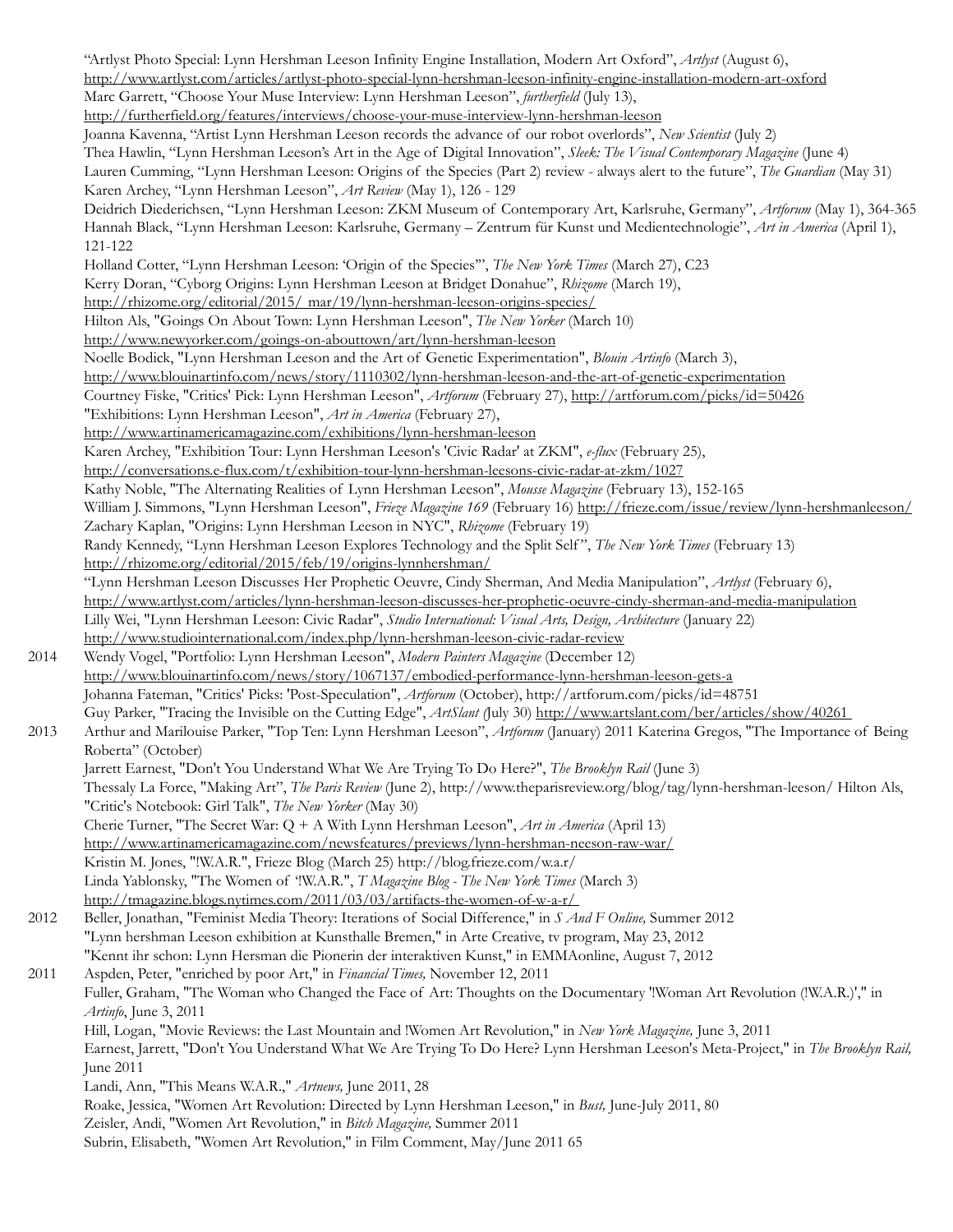"Artlyst Photo Special: Lynn Hershman Leeson Infinity Engine Installation, Modern Art Oxford", *Artlyst* (August 6), http://www.artlyst.com/articles/artlyst-photo-special-lynn-hershman-leeson-infinity-engine-installation-modern-art-oxford
Marc Garrett, "Choose Your Muse Interview: Lynn Hershman Leeson", *furtherfield* (July 13), http://furtherfield.org/features/interviews/choose-your-muse-interview-lynn-hershman-leeson
Joanna Kavenna, "Artist Lynn Hershman Leeson records the advance of our robot overlords", *New Scientist* (July 2)
Thea Hawlin, "Lynn Hershman Leeson's Art in the Age of Digital Innovation", *Sleek: The Visual Contemporary Magazine* (June 4)
Lauren Cumming, "Lynn Hershman Leeson: Origins of the Species (Part 2) review - always alert to the future", *The Guardian* (May 31)
Karen Archey, "Lynn Hershman Leeson", *Art Review* (May 1), 126 - 129
Deidrich Diederichsen, "Lynn Hershman Leeson: ZKM Museum of Contemporary Art, Karlsruhe, Germany", *Artforum* (May 1), 364-365
Hannah Black, "Lynn Hershman Leeson: Karlsruhe, Germany – Zentrum für Kunst und Medientechnologie", *Art in America* (April 1), 121-122
Holland Cotter, "Lynn Hershman Leeson: 'Origin of the Species'", *The New York Times* (March 27), C23
Kerry Doran, "Cyborg Origins: Lynn Hershman Leeson at Bridget Donahue", *Rhizome* (March 19), http://rhizome.org/editorial/2015/ mar/19/lynn-hershman-leeson-origins-species/
Hilton Als, "Goings On About Town: Lynn Hershman Leeson", *The New Yorker* (March 10) http://www.newyorker.com/goings-on-abouttown/art/lynn-hershman-leeson
Noelle Bodick, "Lynn Hershman Leeson and the Art of Genetic Experimentation", *Blouin Artinfo* (March 3), http://www.blouinartinfo.com/news/story/1110302/lynn-hershman-leeson-and-the-art-of-genetic-experimentation
Courtney Fiske, "Critics' Pick: Lynn Hershman Leeson", *Artforum* (February 27), http://artforum.com/picks/id=50426
"Exhibitions: Lynn Hershman Leeson", *Art in America* (February 27), http://www.artinamericamagazine.com/exhibitions/lynn-hershman-leeson
Karen Archey, "Exhibition Tour: Lynn Hershman Leeson's 'Civic Radar' at ZKM", *e-flux* (February 25), http://conversations.e-flux.com/t/exhibition-tour-lynn-hershman-leesons-civic-radar-at-zkm/1027
Kathy Noble, "The Alternating Realities of Lynn Hershman Leeson", *Mousse Magazine* (February 13), 152-165
William J. Simmons, "Lynn Hershman Leeson", *Frieze Magazine 169* (February 16) http://frieze.com/issue/review/lynn-hershmanleeson/
Zachary Kaplan, "Origins: Lynn Hershman Leeson in NYC", *Rhizome* (February 19)
Randy Kennedy, "Lynn Hershman Leeson Explores Technology and the Split Self", *The New York Times* (February 13) http://rhizome.org/editorial/2015/feb/19/origins-lynnhershman/
"Lynn Hershman Leeson Discusses Her Prophetic Oeuvre, Cindy Sherman, And Media Manipulation", *Artlyst* (February 6), http://www.artlyst.com/articles/lynn-hershman-leeson-discusses-her-prophetic-oeuvre-cindy-sherman-and-media-manipulation
Lilly Wei, "Lynn Hershman Leeson: Civic Radar", *Studio International: Visual Arts, Design, Architecture* (January 22) http://www.studiointernational.com/index.php/lynn-hershman-leeson-civic-radar-review

2014 Wendy Vogel, "Portfolio: Lynn Hershman Leeson", *Modern Painters Magazine* (December 12) http://www.blouinartinfo.com/news/story/1067137/embodied-performance-lynn-hershman-leeson-gets-a
Johanna Fateman, "Critics' Picks: 'Post-Speculation", *Artforum* (October), http://artforum.com/picks/id=48751
Guy Parker, "Tracing the Invisible on the Cutting Edge", *ArtSlant (*July 30) http://www.artslant.com/ber/articles/show/40261

2013 Arthur and Marilouise Parker, "Top Ten: Lynn Hershman Leeson", *Artforum* (January) 2011 Katerina Gregos, "The Importance of Being Roberta" (October)
Jarrett Earnest, "Don't You Understand What We Are Trying To Do Here?", *The Brooklyn Rail* (June 3)
Thessaly La Force, "Making Art", *The Paris Review* (June 2), http://www.theparisreview.org/blog/tag/lynn-hershman-leeson/ Hilton Als, "Critic's Notebook: Girl Talk", *The New Yorker* (May 30)
Cherie Turner, "The Secret War: Q + A With Lynn Hershman Leeson", *Art in America* (April 13) http://www.artinamericamagazine.com/newsfeatures/previews/lynn-hershman-neeson-raw-war/
Kristin M. Jones, "!W.A.R.", Frieze Blog (March 25) http://blog.frieze.com/w.a.r/
Linda Yablonsky, "The Women of '!W.A.R.", *T Magazine Blog - The New York Times* (March 3) http://tmagazine.blogs.nytimes.com/2011/03/03/artifacts-the-women-of-w-a-r/

2012 Beller, Jonathan, "Feminist Media Theory: Iterations of Social Difference," in *S And F Online,* Summer 2012
"Lynn hershman Leeson exhibition at Kunsthalle Bremen," in Arte Creative, tv program, May 23, 2012
"Kennt ihr schon: Lynn Hersman die Pionerin der interaktiven Kunst," in EMMAonline, August 7, 2012

2011 Aspden, Peter, "enriched by poor Art," in *Financial Times,* November 12, 2011
Fuller, Graham, "The Woman who Changed the Face of Art: Thoughts on the Documentary '!Woman Art Revolution (!W.A.R.)'," in *Artinfo*, June 3, 2011
Hill, Logan, "Movie Reviews: the Last Mountain and !Women Art Revolution," in *New York Magazine,* June 3, 2011
Earnest, Jarrett, "Don't You Understand What We Are Trying To Do Here? Lynn Hershman Leeson's Meta-Project," in *The Brooklyn Rail,* June 2011
Landi, Ann, "This Means W.A.R.," *Artnews,* June 2011, 28
Roake, Jessica, "Women Art Revolution: Directed by Lynn Hershman Leeson," in *Bust,* June-July 2011, 80
Zeisler, Andi, "Women Art Revolution," in *Bitch Magazine,* Summer 2011
Subrin, Elisabeth, "Women Art Revolution," in Film Comment, May/June 2011 65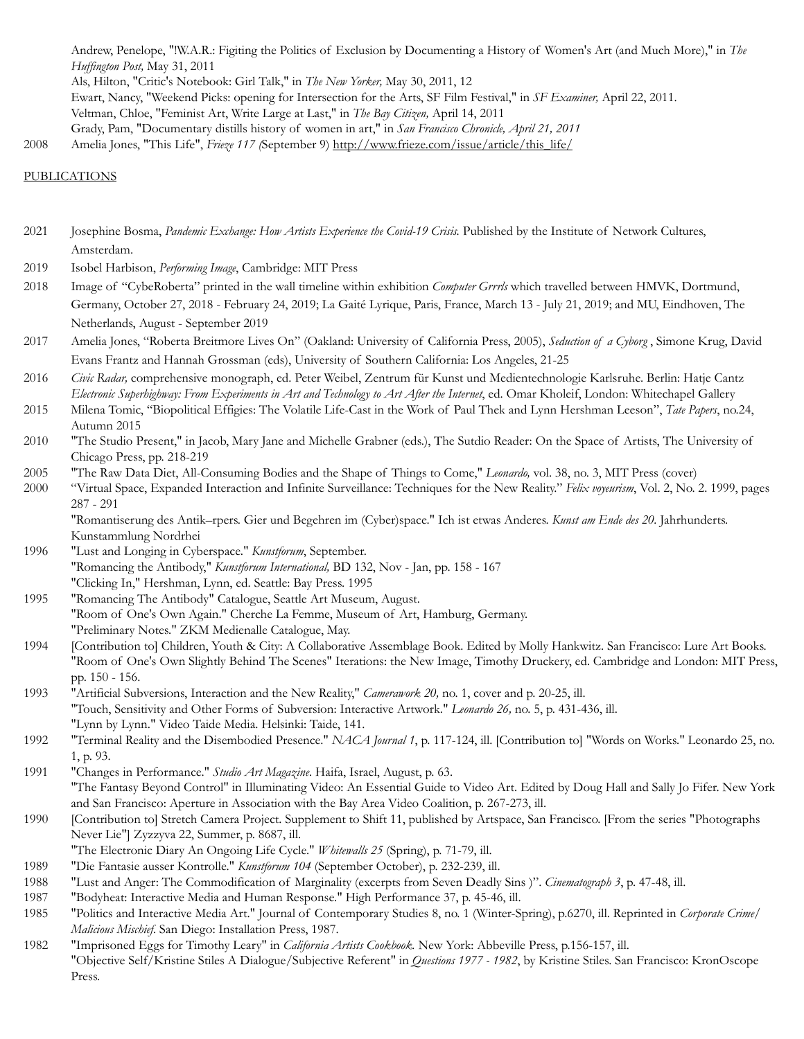Andrew, Penelope, "!W.A.R.: Figiting the Politics of Exclusion by Documenting a History of Women's Art (and Much More)," in *The Huffington Post,* May 31, 2011
Als, Hilton, "Critic's Notebook: Girl Talk," in *The New Yorker,* May 30, 2011, 12
Ewart, Nancy, "Weekend Picks: opening for Intersection for the Arts, SF Film Festival," in *SF Examiner,* April 22, 2011.
Veltman, Chloe, "Feminist Art, Write Large at Last," in *The Bay Citizen,* April 14, 2011
Grady, Pam, "Documentary distills history of women in art," in *San Francisco Chronicle, April 21, 2011*

2008 Amelia Jones, "This Life", *Frieze 117 (*September 9) http://www.frieze.com/issue/article/this_life/

## PUBLICATIONS

2021 Josephine Bosma, *Pandemic Exchange: How Artists Experience the Covid-19 Crisis.* Published by the Institute of Network Cultures, Amsterdam.

2019 Isobel Harbison, *Performing Image*, Cambridge: MIT Press

2018 Image of "CybeRoberta" printed in the wall timeline within exhibition *Computer Grrrls* which travelled between HMVK, Dortmund, Germany, October 27, 2018 - February 24, 2019; La Gaité Lyrique, Paris, France, March 13 - July 21, 2019; and MU, Eindhoven, The Netherlands, August - September 2019

2017 Amelia Jones, "Roberta Breitmore Lives On" (Oakland: University of California Press, 2005), *Seduction of a Cyborg* , Simone Krug, David Evans Frantz and Hannah Grossman (eds), University of Southern California: Los Angeles, 21-25

2016 *Civic Radar,* comprehensive monograph, ed. Peter Weibel, Zentrum für Kunst und Medientechnologie Karlsruhe. Berlin: Hatje Cantz
*Electronic Superhighway: From Experiments in Art and Technology to Art After the Internet*, ed. Omar Kholeif, London: Whitechapel Gallery

2015 Milena Tomic, "Biopolitical Effigies: The Volatile Life-Cast in the Work of Paul Thek and Lynn Hershman Leeson", *Tate Papers*, no.24, Autumn 2015

2010 "The Studio Present," in Jacob, Mary Jane and Michelle Grabner (eds.), The Sutdio Reader: On the Space of Artists, The University of Chicago Press, pp. 218-219

2005 "The Raw Data Diet, All-Consuming Bodies and the Shape of Things to Come," *Leonardo,* vol. 38, no. 3, MIT Press (cover)

2000 "Virtual Space, Expanded Interaction and Infinite Surveillance: Techniques for the New Reality." *Felix voyeurism*, Vol. 2, No. 2. 1999, pages 287 - 291
"Romantiserung des Antik–rpers. Gier und Begehren im (Cyber)space." Ich ist etwas Anderes. *Kunst am Ende des 20.* Jahrhunderts. Kunstammlung Nordrhei

1996 "Lust and Longing in Cyberspace." *Kunstforum*, September.
"Romancing the Antibody," *Kunstforum International,* BD 132, Nov - Jan, pp. 158 - 167
"Clicking In," Hershman, Lynn, ed. Seattle: Bay Press. 1995

1995 "Romancing The Antibody" Catalogue, Seattle Art Museum, August.
"Room of One's Own Again." Cherche La Femme, Museum of Art, Hamburg, Germany.
"Preliminary Notes." ZKM Medienalle Catalogue, May.

1994 [Contribution to] Children, Youth & City: A Collaborative Assemblage Book. Edited by Molly Hankwitz. San Francisco: Lure Art Books.
"Room of One's Own Slightly Behind The Scenes" Iterations: the New Image, Timothy Druckery, ed. Cambridge and London: MIT Press, pp. 150 - 156.

1993 "Artificial Subversions, Interaction and the New Reality," *Camerawork 20,* no. 1, cover and p. 20-25, ill.
"Touch, Sensitivity and Other Forms of Subversion: Interactive Artwork." *Leonardo 26,* no. 5, p. 431-436, ill.
"Lynn by Lynn." Video Taide Media. Helsinki: Taide, 141.

1992 "Terminal Reality and the Disembodied Presence." *NACA Journal 1*, p. 117-124, ill. [Contribution to] "Words on Works." Leonardo 25, no. 1, p. 93.

1991 "Changes in Performance." *Studio Art Magazine*. Haifa, Israel, August, p. 63.
"The Fantasy Beyond Control" in Illuminating Video: An Essential Guide to Video Art. Edited by Doug Hall and Sally Jo Fifer. New York and San Francisco: Aperture in Association with the Bay Area Video Coalition, p. 267-273, ill.

1990 [Contribution to] Stretch Camera Project. Supplement to Shift 11, published by Artspace, San Francisco. [From the series "Photographs Never Lie"] Zyzzyva 22, Summer, p. 8687, ill.
"The Electronic Diary An Ongoing Life Cycle." *Whitewalls 25* (Spring), p. 71-79, ill.

1989 "Die Fantasie ausser Kontrolle." *Kunstforum 104* (September October), p. 232-239, ill.

1988 "Lust and Anger: The Commodification of Marginality (excerpts from Seven Deadly Sins )". *Cinematograph 3*, p. 47-48, ill.

1987 "Bodyheat: Interactive Media and Human Response." High Performance 37, p. 45-46, ill.

1985 "Politics and Interactive Media Art." Journal of Contemporary Studies 8, no. 1 (Winter-Spring), p.6270, ill. Reprinted in *Corporate Crime/ Malicious Mischief*. San Diego: Installation Press, 1987.

1982 "Imprisoned Eggs for Timothy Leary" in *California Artists Cookbook.* New York: Abbeville Press, p.156-157, ill.
"Objective Self/Kristine Stiles A Dialogue/Subjective Referent" in *Questions 1977 - 1982*, by Kristine Stiles. San Francisco: KronOscope Press.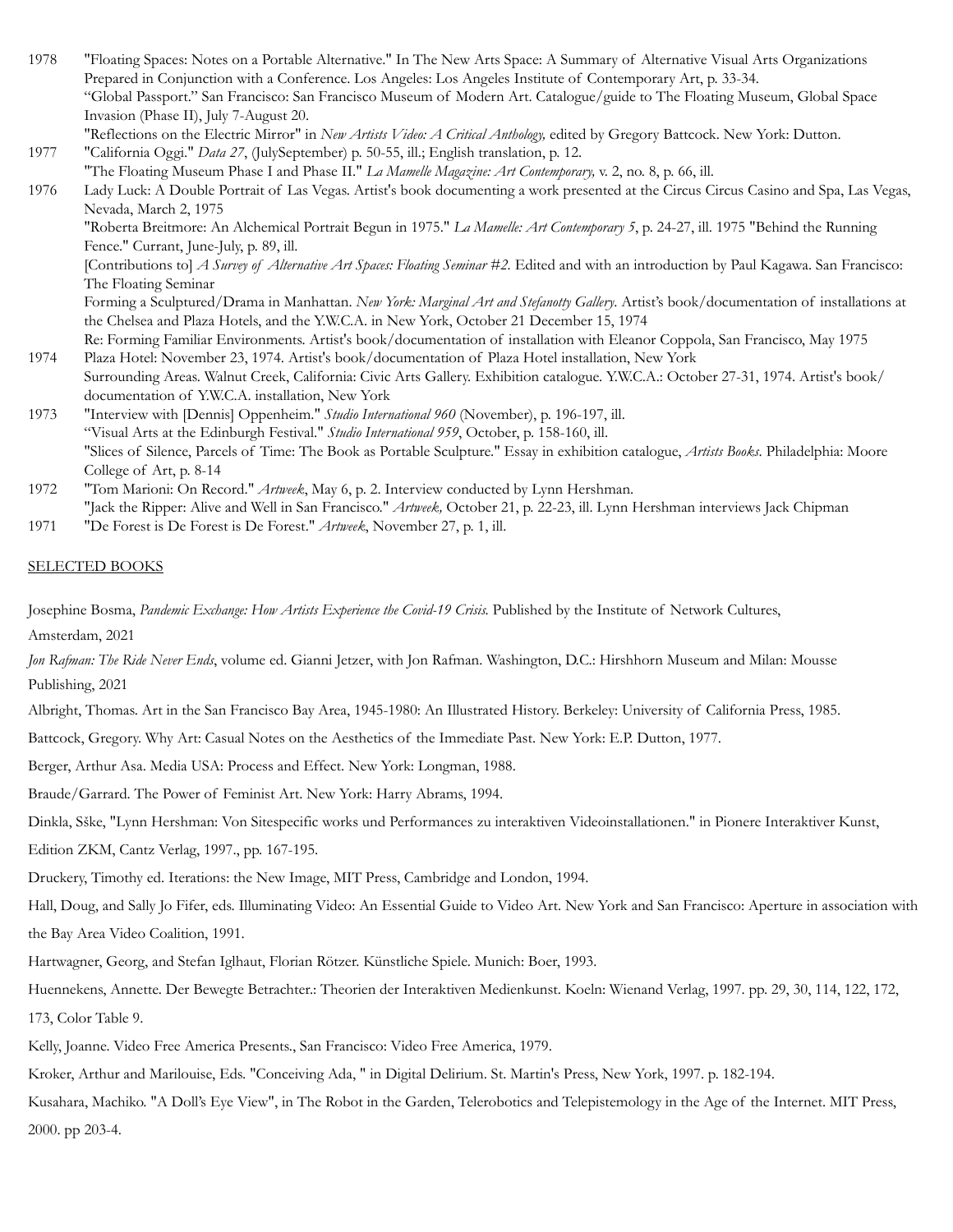1978 "Floating Spaces: Notes on a Portable Alternative." In The New Arts Space: A Summary of Alternative Visual Arts Organizations Prepared in Conjunction with a Conference. Los Angeles: Los Angeles Institute of Contemporary Art, p. 33-34.

"Global Passport." San Francisco: San Francisco Museum of Modern Art. Catalogue/guide to The Floating Museum, Global Space Invasion (Phase II), July 7-August 20.

"Reflections on the Electric Mirror" in *New Artists Video: A Critical Anthology,* edited by Gregory Battcock. New York: Dutton.

1977 "California Oggi." *Data 27*, (JulySeptember) p. 50-55, ill.; English translation, p. 12.

"The Floating Museum Phase I and Phase II." *La Mamelle Magazine: Art Contemporary,* v. 2, no. 8, p. 66, ill.

1976 Lady Luck: A Double Portrait of Las Vegas. Artist's book documenting a work presented at the Circus Circus Casino and Spa, Las Vegas, Nevada, March 2, 1975

"Roberta Breitmore: An Alchemical Portrait Begun in 1975." *La Mamelle: Art Contemporary 5*, p. 24-27, ill. 1975 "Behind the Running Fence." Currant, June-July, p. 89, ill.

[Contributions to] *A Survey of Alternative Art Spaces: Floating Seminar #2.* Edited and with an introduction by Paul Kagawa. San Francisco: The Floating Seminar

Forming a Sculptured/Drama in Manhattan. *New York: Marginal Art and Stefanotty Gallery*. Artist's book/documentation of installations at the Chelsea and Plaza Hotels, and the Y.W.C.A. in New York, October 21 December 15, 1974

Re: Forming Familiar Environments. Artist's book/documentation of installation with Eleanor Coppola, San Francisco, May 1975

1974 Plaza Hotel: November 23, 1974. Artist's book/documentation of Plaza Hotel installation, New York

Surrounding Areas. Walnut Creek, California: Civic Arts Gallery. Exhibition catalogue. Y.W.C.A.: October 27-31, 1974. Artist's book/ documentation of Y.W.C.A. installation, New York

1973 "Interview with [Dennis] Oppenheim." *Studio International 960* (November), p. 196-197, ill.

"Visual Arts at the Edinburgh Festival." *Studio International 959*, October, p. 158-160, ill.

"Slices of Silence, Parcels of Time: The Book as Portable Sculpture." Essay in exhibition catalogue, *Artists Books*. Philadelphia: Moore College of Art, p. 8-14

1972 "Tom Marioni: On Record." *Artweek*, May 6, p. 2. Interview conducted by Lynn Hershman.

"Jack the Ripper: Alive and Well in San Francisco." *Artweek,* October 21, p. 22-23, ill. Lynn Hershman interviews Jack Chipman

1971 "De Forest is De Forest is De Forest." *Artweek*, November 27, p. 1, ill.

## SELECTED BOOKS

Josephine Bosma, *Pandemic Exchange: How Artists Experience the Covid-19 Crisis.* Published by the Institute of Network Cultures, Amsterdam, 2021

*Jon Rafman: The Ride Never Ends*, volume ed. Gianni Jetzer, with Jon Rafman. Washington, D.C.: Hirshhorn Museum and Milan: Mousse Publishing, 2021

Albright, Thomas. Art in the San Francisco Bay Area, 1945-1980: An Illustrated History. Berkeley: University of California Press, 1985.

Battcock, Gregory. Why Art: Casual Notes on the Aesthetics of the Immediate Past. New York: E.P. Dutton, 1977.

Berger, Arthur Asa. Media USA: Process and Effect. New York: Longman, 1988.

Braude/Garrard. The Power of Feminist Art. New York: Harry Abrams, 1994.

Dinkla, Sške, "Lynn Hershman: Von Sitespecific works und Performances zu interaktiven Videoinstallationen." in Pionere Interaktiver Kunst, Edition ZKM, Cantz Verlag, 1997., pp. 167-195.

Druckery, Timothy ed. Iterations: the New Image, MIT Press, Cambridge and London, 1994.

Hall, Doug, and Sally Jo Fifer, eds. Illuminating Video: An Essential Guide to Video Art. New York and San Francisco: Aperture in association with the Bay Area Video Coalition, 1991.

Hartwagner, Georg, and Stefan Iglhaut, Florian Rötzer. Künstliche Spiele. Munich: Boer, 1993.

Huennekens, Annette. Der Bewegte Betrachter.: Theorien der Interaktiven Medienkunst. Koeln: Wienand Verlag, 1997. pp. 29, 30, 114, 122, 172, 173, Color Table 9.

Kelly, Joanne. Video Free America Presents., San Francisco: Video Free America, 1979.

Kroker, Arthur and Marilouise, Eds. "Conceiving Ada, " in Digital Delirium. St. Martin's Press, New York, 1997. p. 182-194.

Kusahara, Machiko. "A Doll's Eye View", in The Robot in the Garden, Telerobotics and Telepistemology in the Age of the Internet. MIT Press, 2000. pp 203-4.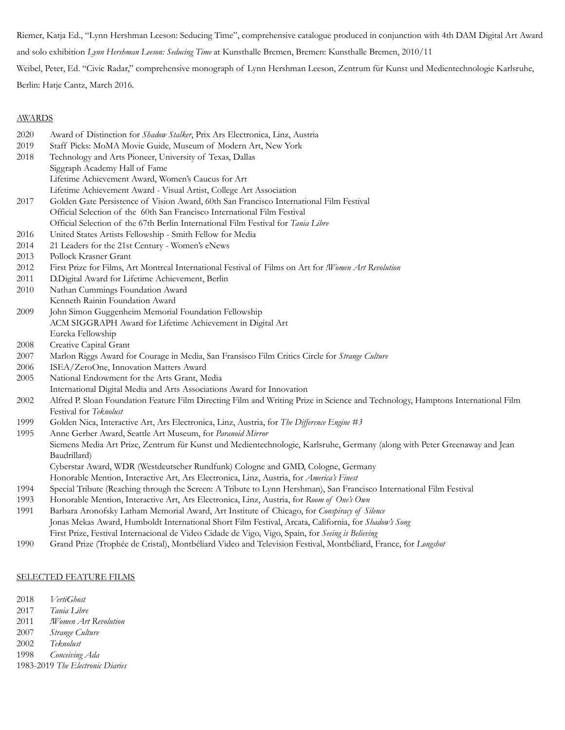Riemer, Katja Ed., "Lynn Hershman Leeson: Seducing Time", comprehensive catalogue produced in conjunction with 4th DAM Digital Art Award and solo exhibition *Lynn Hershman Leeson: Seducing Time* at Kunsthalle Bremen, Bremen: Kunsthalle Bremen, 2010/11

Weibel, Peter, Ed. "Civic Radar," comprehensive monograph of Lynn Hershman Leeson, Zentrum für Kunst und Medientechnologie Karlsruhe, Berlin: Hatje Cantz, March 2016.

## AWARDS

2020 Award of Distinction for *Shadow Stalker*, Prix Ars Electronica, Linz, Austria
2019 Staff Picks: MoMA Movie Guide, Museum of Modern Art, New York
2018 Technology and Arts Pioneer, University of Texas, Dallas
Siggraph Academy Hall of Fame
Lifetime Achievement Award, Women's Caucus for Art
Lifetime Achievement Award - Visual Artist, College Art Association
2017 Golden Gate Persistence of Vision Award, 60th San Francisco International Film Festival
Official Selection of the 60th San Francisco International Film Festival
Official Selection of the 67th Berlin International Film Festival for *Tania Libre*
2016 United States Artists Fellowship - Smith Fellow for Media
2014 21 Leaders for the 21st Century - Women's eNews
2013 Pollock Krasner Grant
2012 First Prize for Films, Art Montreal International Festival of Films on Art for *!Women Art Revolution*
2011 D.Digital Award for Lifetime Achievement, Berlin
2010 Nathan Cummings Foundation Award
Kenneth Rainin Foundation Award
2009 John Simon Guggenheim Memorial Foundation Fellowship
ACM SIGGRAPH Award for Lifetime Achievement in Digital Art
Eureka Fellowship
2008 Creative Capital Grant
2007 Marlon Riggs Award for Courage in Media, San Fransisco Film Critics Circle for *Strange Culture*
2006 ISEA/ZeroOne, Innovation Matters Award
2005 National Endowment for the Arts Grant, Media
International Digital Media and Arts Associations Award for Innovation
2002 Alfred P. Sloan Foundation Feature Film Directing Film and Writing Prize in Science and Technology, Hamptons International Film Festival for *Teknolust*
1999 Golden Nica, Interactive Art, Ars Electronica, Linz, Austria, for *The Difference Engine #3*
1995 Anne Gerber Award, Seattle Art Museum, for *Paranoid Mirror*
Siemens Media Art Prize, Zentrum für Kunst und Medientechnologie, Karlsruhe, Germany (along with Peter Greenaway and Jean Baudrillard)
Cyberstar Award, WDR (Westdeutscher Rundfunk) Cologne and GMD, Cologne, Germany
Honorable Mention, Interactive Art, Ars Electronica, Linz, Austria, for *America's Finest*
1994 Special Tribute (Reaching through the Screen: A Tribute to Lynn Hershman), San Francisco International Film Festival
1993 Honorable Mention, Interactive Art, Ars Electronica, Linz, Austria, for *Room of One's Own*
1991 Barbara Aronofsky Latham Memorial Award, Art Institute of Chicago, for *Conspiracy of Silence*
Jonas Mekas Award, Humboldt International Short Film Festival, Arcata, California, for *Shadow's Song*
First Prize, Festival Internacional de Video Cidade de Vigo, Vigo, Spain, for *Seeing is Believing*
1990 Grand Prize (Trophée de Cristal), Montbéliard Video and Television Festival, Montbéliard, France, for *Longshot*

## SELECTED FEATURE FILMS

2018 *VertiGhost*
2017 *Tania Libre*
2011 *!Women Art Revolution*
2007 *Strange Culture*
2002 *Teknolust*
1998 *Conceiving Ada*
1983-2019 *The Electronic Diaries*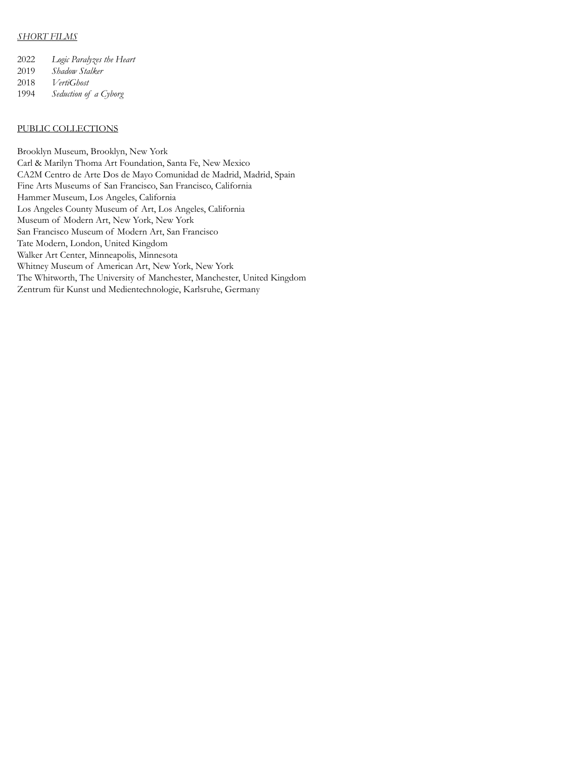*SHORT FILMS*

2022 *Logic Paralyzes the Heart*
2019 *Shadow Stalker*
2018 *VertiGhost*
1994 *Seduction of a Cyborg*

PUBLIC COLLECTIONS

Brooklyn Museum, Brooklyn, New York
Carl & Marilyn Thoma Art Foundation, Santa Fe, New Mexico
CA2M Centro de Arte Dos de Mayo Comunidad de Madrid, Madrid, Spain
Fine Arts Museums of San Francisco, San Francisco, California
Hammer Museum, Los Angeles, California
Los Angeles County Museum of Art, Los Angeles, California
Museum of Modern Art, New York, New York
San Francisco Museum of Modern Art, San Francisco
Tate Modern, London, United Kingdom
Walker Art Center, Minneapolis, Minnesota
Whitney Museum of American Art, New York, New York
The Whitworth, The University of Manchester, Manchester, United Kingdom
Zentrum für Kunst und Medientechnologie, Karlsruhe, Germany